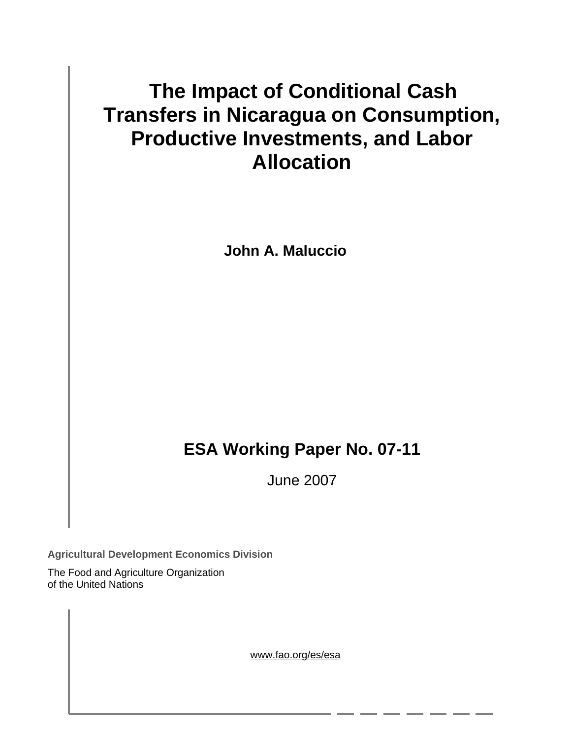# The Impact of Conditional Cash Transfers in Nicaragua on Consumption, Productive Investments, and Labor Allocation

**John A. Maluccio**

## ESA Working Paper No. 07-11

June 2007

**Agricultural Development Economics Division**

The Food and Agriculture Organization
of the United Nations

www.fao.org/es/esa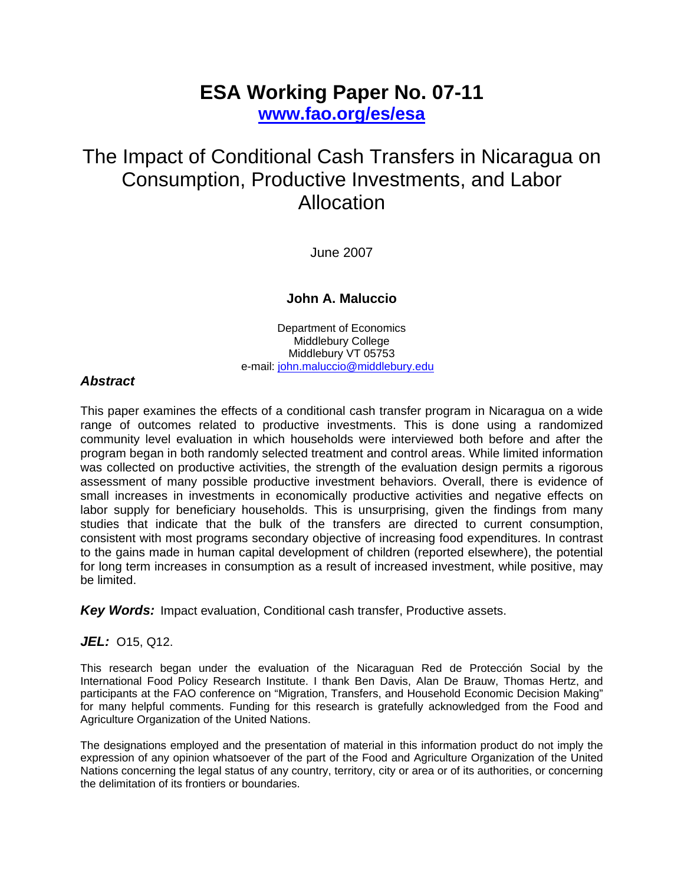# ESA Working Paper No. 07-11

**[www.fao.org/es/esa](www.fao.org/es/esa)**

# The Impact of Conditional Cash Transfers in Nicaragua on Consumption, Productive Investments, and Labor Allocation

June 2007

**John A. Maluccio**

Department of Economics
Middlebury College
Middlebury VT 05753
e-mail: john.maluccio@middlebury.edu

### *Abstract*

This paper examines the effects of a conditional cash transfer program in Nicaragua on a wide range of outcomes related to productive investments. This is done using a randomized community level evaluation in which households were interviewed both before and after the program began in both randomly selected treatment and control areas. While limited information was collected on productive activities, the strength of the evaluation design permits a rigorous assessment of many possible productive investment behaviors. Overall, there is evidence of small increases in investments in economically productive activities and negative effects on labor supply for beneficiary households. This is unsurprising, given the findings from many studies that indicate that the bulk of the transfers are directed to current consumption, consistent with most programs secondary objective of increasing food expenditures. In contrast to the gains made in human capital development of children (reported elsewhere), the potential for long term increases in consumption as a result of increased investment, while positive, may be limited.

***Key Words:*** Impact evaluation, Conditional cash transfer, Productive assets.

***JEL:*** O15, Q12.

This research began under the evaluation of the Nicaraguan Red de Protección Social by the International Food Policy Research Institute. I thank Ben Davis, Alan De Brauw, Thomas Hertz, and participants at the FAO conference on "Migration, Transfers, and Household Economic Decision Making" for many helpful comments. Funding for this research is gratefully acknowledged from the Food and Agriculture Organization of the United Nations.

The designations employed and the presentation of material in this information product do not imply the expression of any opinion whatsoever of the part of the Food and Agriculture Organization of the United Nations concerning the legal status of any country, territory, city or area or of its authorities, or concerning the delimitation of its frontiers or boundaries.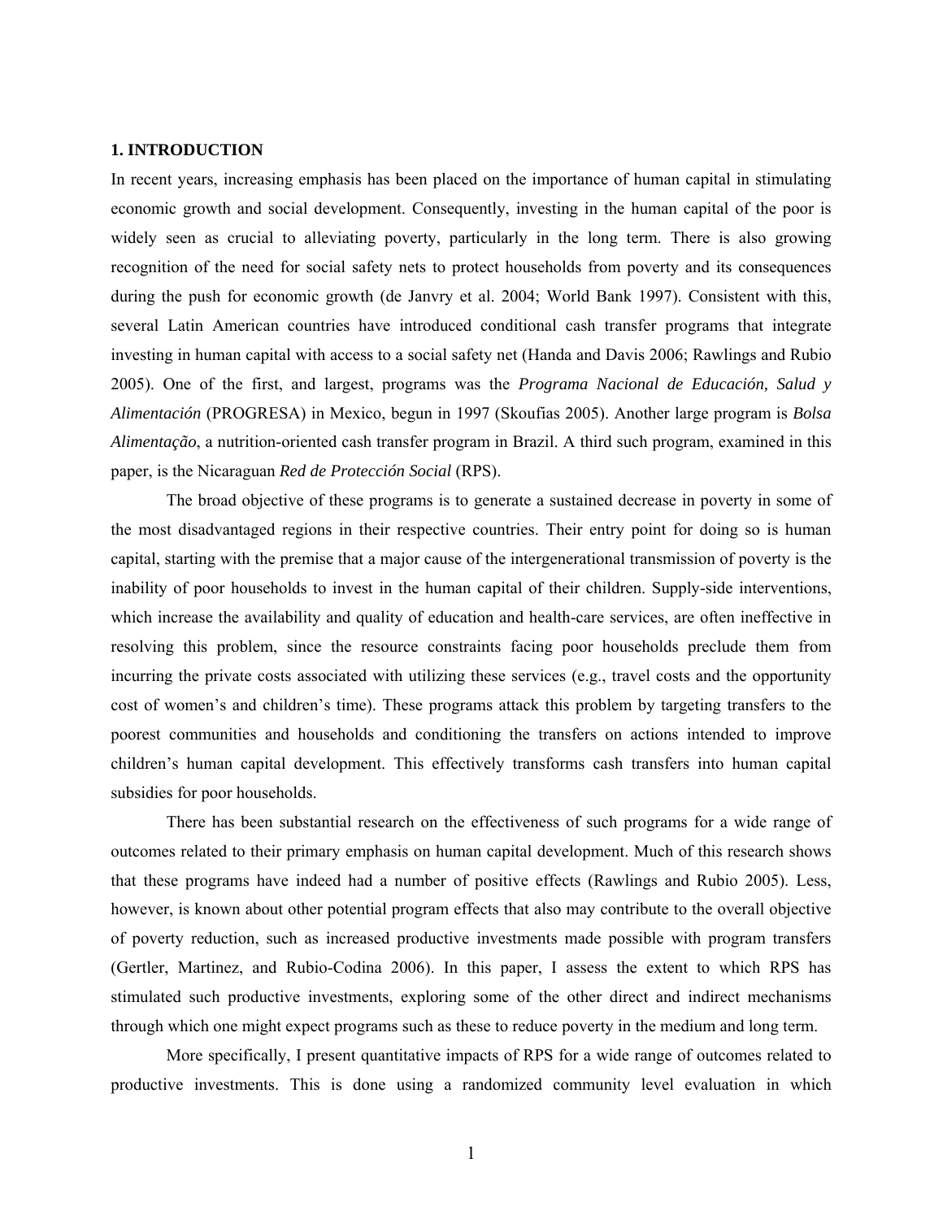## 1. INTRODUCTION

In recent years, increasing emphasis has been placed on the importance of human capital in stimulating economic growth and social development. Consequently, investing in the human capital of the poor is widely seen as crucial to alleviating poverty, particularly in the long term. There is also growing recognition of the need for social safety nets to protect households from poverty and its consequences during the push for economic growth (de Janvry et al. 2004; World Bank 1997). Consistent with this, several Latin American countries have introduced conditional cash transfer programs that integrate investing in human capital with access to a social safety net (Handa and Davis 2006; Rawlings and Rubio 2005). One of the first, and largest, programs was the *Programa Nacional de Educación, Salud y Alimentación* (PROGRESA) in Mexico, begun in 1997 (Skoufias 2005). Another large program is *Bolsa Alimentação*, a nutrition-oriented cash transfer program in Brazil. A third such program, examined in this paper, is the Nicaraguan *Red de Protección Social* (RPS).

The broad objective of these programs is to generate a sustained decrease in poverty in some of the most disadvantaged regions in their respective countries. Their entry point for doing so is human capital, starting with the premise that a major cause of the intergenerational transmission of poverty is the inability of poor households to invest in the human capital of their children. Supply-side interventions, which increase the availability and quality of education and health-care services, are often ineffective in resolving this problem, since the resource constraints facing poor households preclude them from incurring the private costs associated with utilizing these services (e.g., travel costs and the opportunity cost of women's and children's time). These programs attack this problem by targeting transfers to the poorest communities and households and conditioning the transfers on actions intended to improve children's human capital development. This effectively transforms cash transfers into human capital subsidies for poor households.

There has been substantial research on the effectiveness of such programs for a wide range of outcomes related to their primary emphasis on human capital development. Much of this research shows that these programs have indeed had a number of positive effects (Rawlings and Rubio 2005). Less, however, is known about other potential program effects that also may contribute to the overall objective of poverty reduction, such as increased productive investments made possible with program transfers (Gertler, Martinez, and Rubio-Codina 2006). In this paper, I assess the extent to which RPS has stimulated such productive investments, exploring some of the other direct and indirect mechanisms through which one might expect programs such as these to reduce poverty in the medium and long term.

More specifically, I present quantitative impacts of RPS for a wide range of outcomes related to productive investments. This is done using a randomized community level evaluation in which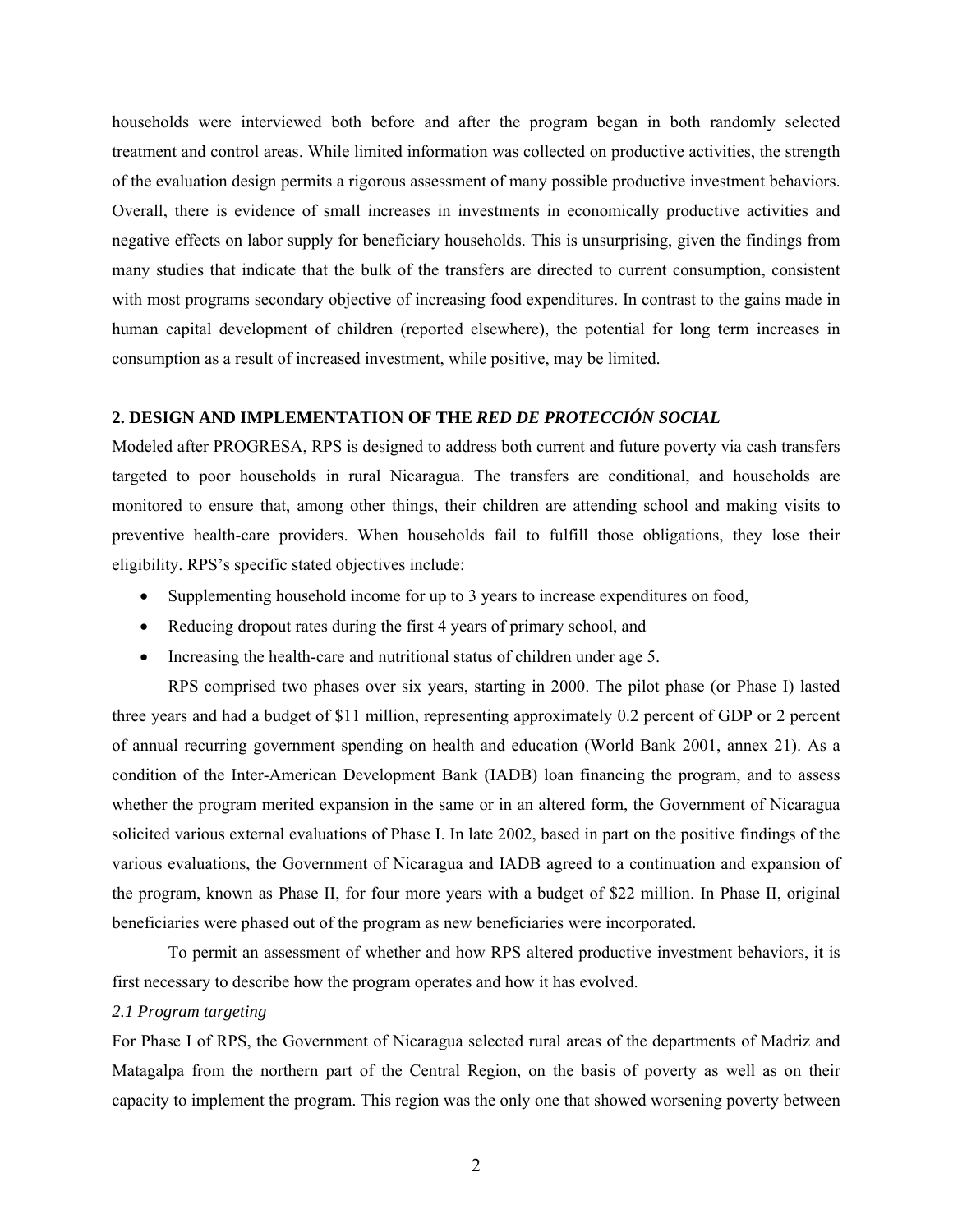households were interviewed both before and after the program began in both randomly selected treatment and control areas. While limited information was collected on productive activities, the strength of the evaluation design permits a rigorous assessment of many possible productive investment behaviors. Overall, there is evidence of small increases in investments in economically productive activities and negative effects on labor supply for beneficiary households. This is unsurprising, given the findings from many studies that indicate that the bulk of the transfers are directed to current consumption, consistent with most programs secondary objective of increasing food expenditures. In contrast to the gains made in human capital development of children (reported elsewhere), the potential for long term increases in consumption as a result of increased investment, while positive, may be limited.

## 2. DESIGN AND IMPLEMENTATION OF THE *RED DE PROTECCIÓN SOCIAL*

Modeled after PROGRESA, RPS is designed to address both current and future poverty via cash transfers targeted to poor households in rural Nicaragua. The transfers are conditional, and households are monitored to ensure that, among other things, their children are attending school and making visits to preventive health-care providers. When households fail to fulfill those obligations, they lose their eligibility. RPS's specific stated objectives include:

- Supplementing household income for up to 3 years to increase expenditures on food,
- Reducing dropout rates during the first 4 years of primary school, and
- Increasing the health-care and nutritional status of children under age 5.

RPS comprised two phases over six years, starting in 2000. The pilot phase (or Phase I) lasted three years and had a budget of $11 million, representing approximately 0.2 percent of GDP or 2 percent of annual recurring government spending on health and education (World Bank 2001, annex 21). As a condition of the Inter-American Development Bank (IADB) loan financing the program, and to assess whether the program merited expansion in the same or in an altered form, the Government of Nicaragua solicited various external evaluations of Phase I. In late 2002, based in part on the positive findings of the various evaluations, the Government of Nicaragua and IADB agreed to a continuation and expansion of the program, known as Phase II, for four more years with a budget of $22 million. In Phase II, original beneficiaries were phased out of the program as new beneficiaries were incorporated.

To permit an assessment of whether and how RPS altered productive investment behaviors, it is first necessary to describe how the program operates and how it has evolved.

### *2.1 Program targeting*

For Phase I of RPS, the Government of Nicaragua selected rural areas of the departments of Madriz and Matagalpa from the northern part of the Central Region, on the basis of poverty as well as on their capacity to implement the program. This region was the only one that showed worsening poverty between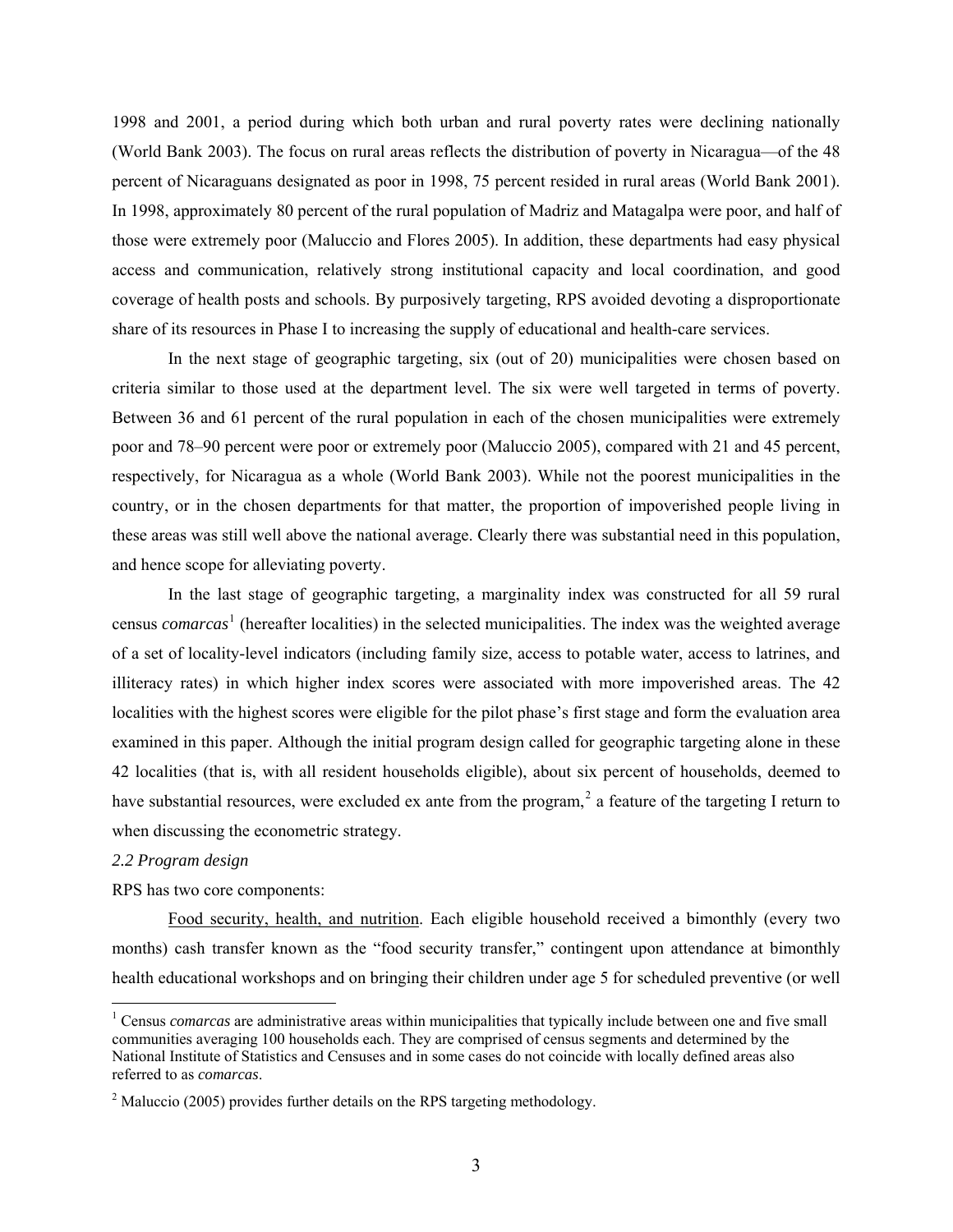1998 and 2001, a period during which both urban and rural poverty rates were declining nationally (World Bank 2003). The focus on rural areas reflects the distribution of poverty in Nicaragua—of the 48 percent of Nicaraguans designated as poor in 1998, 75 percent resided in rural areas (World Bank 2001). In 1998, approximately 80 percent of the rural population of Madriz and Matagalpa were poor, and half of those were extremely poor (Maluccio and Flores 2005). In addition, these departments had easy physical access and communication, relatively strong institutional capacity and local coordination, and good coverage of health posts and schools. By purposively targeting, RPS avoided devoting a disproportionate share of its resources in Phase I to increasing the supply of educational and health-care services.

In the next stage of geographic targeting, six (out of 20) municipalities were chosen based on criteria similar to those used at the department level. The six were well targeted in terms of poverty. Between 36 and 61 percent of the rural population in each of the chosen municipalities were extremely poor and 78–90 percent were poor or extremely poor (Maluccio 2005), compared with 21 and 45 percent, respectively, for Nicaragua as a whole (World Bank 2003). While not the poorest municipalities in the country, or in the chosen departments for that matter, the proportion of impoverished people living in these areas was still well above the national average. Clearly there was substantial need in this population, and hence scope for alleviating poverty.

In the last stage of geographic targeting, a marginality index was constructed for all 59 rural census *comarcas*[1] (hereafter localities) in the selected municipalities. The index was the weighted average of a set of locality-level indicators (including family size, access to potable water, access to latrines, and illiteracy rates) in which higher index scores were associated with more impoverished areas. The 42 localities with the highest scores were eligible for the pilot phase's first stage and form the evaluation area examined in this paper. Although the initial program design called for geographic targeting alone in these 42 localities (that is, with all resident households eligible), about six percent of households, deemed to have substantial resources, were excluded ex ante from the program,[2] a feature of the targeting I return to when discussing the econometric strategy.

*2.2 Program design*

RPS has two core components:

Food security, health, and nutrition. Each eligible household received a bimonthly (every two months) cash transfer known as the "food security transfer," contingent upon attendance at bimonthly health educational workshops and on bringing their children under age 5 for scheduled preventive (or well

[1] Census *comarcas* are administrative areas within municipalities that typically include between one and five small communities averaging 100 households each. They are comprised of census segments and determined by the National Institute of Statistics and Censuses and in some cases do not coincide with locally defined areas also referred to as *comarcas*.

[2] Maluccio (2005) provides further details on the RPS targeting methodology.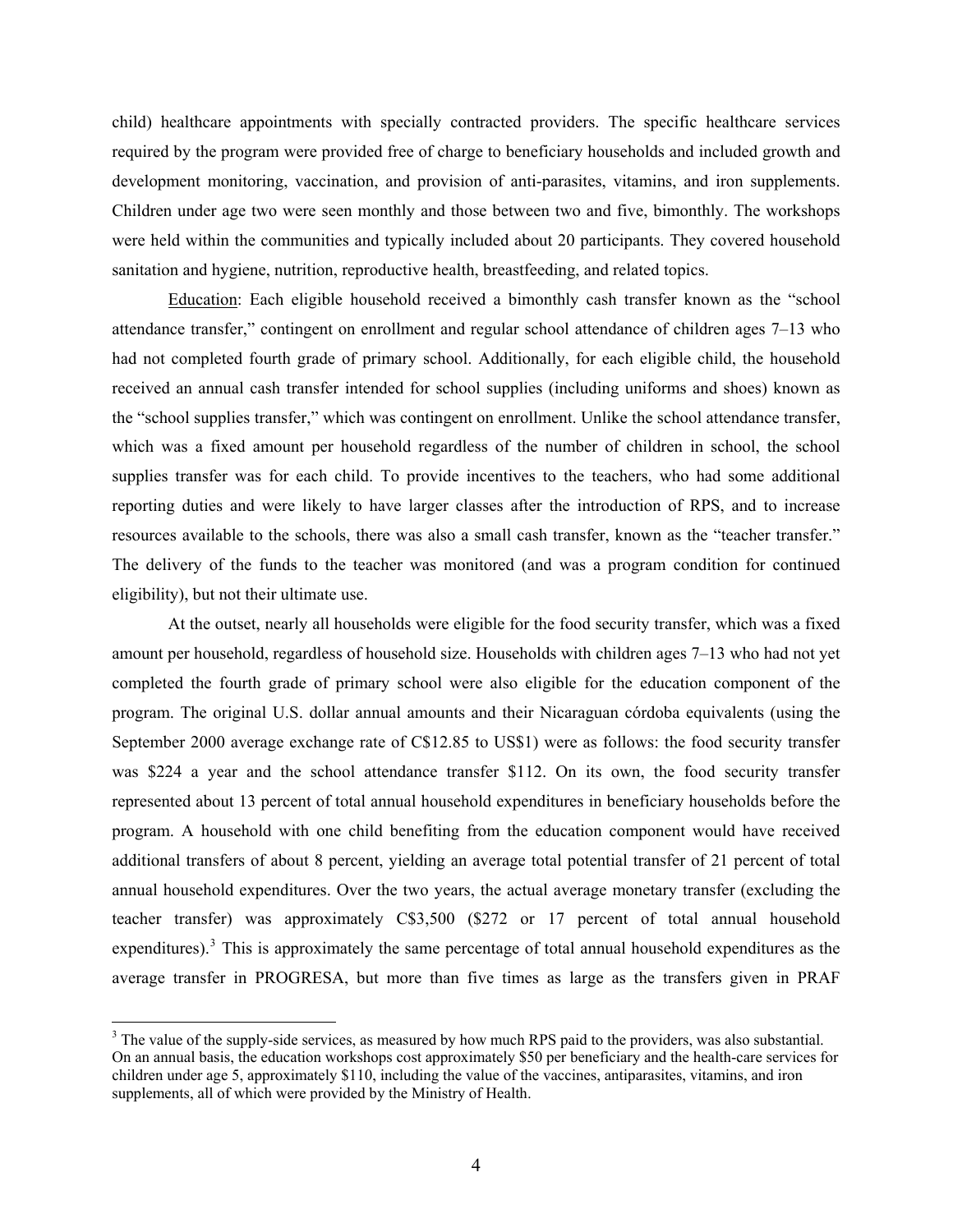child) healthcare appointments with specially contracted providers. The specific healthcare services required by the program were provided free of charge to beneficiary households and included growth and development monitoring, vaccination, and provision of anti-parasites, vitamins, and iron supplements. Children under age two were seen monthly and those between two and five, bimonthly. The workshops were held within the communities and typically included about 20 participants. They covered household sanitation and hygiene, nutrition, reproductive health, breastfeeding, and related topics.

Education: Each eligible household received a bimonthly cash transfer known as the "school attendance transfer," contingent on enrollment and regular school attendance of children ages 7–13 who had not completed fourth grade of primary school. Additionally, for each eligible child, the household received an annual cash transfer intended for school supplies (including uniforms and shoes) known as the "school supplies transfer," which was contingent on enrollment. Unlike the school attendance transfer, which was a fixed amount per household regardless of the number of children in school, the school supplies transfer was for each child. To provide incentives to the teachers, who had some additional reporting duties and were likely to have larger classes after the introduction of RPS, and to increase resources available to the schools, there was also a small cash transfer, known as the "teacher transfer." The delivery of the funds to the teacher was monitored (and was a program condition for continued eligibility), but not their ultimate use.

At the outset, nearly all households were eligible for the food security transfer, which was a fixed amount per household, regardless of household size. Households with children ages 7–13 who had not yet completed the fourth grade of primary school were also eligible for the education component of the program. The original U.S. dollar annual amounts and their Nicaraguan córdoba equivalents (using the September 2000 average exchange rate of C$12.85 to US$1) were as follows: the food security transfer was $224 a year and the school attendance transfer $112. On its own, the food security transfer represented about 13 percent of total annual household expenditures in beneficiary households before the program. A household with one child benefiting from the education component would have received additional transfers of about 8 percent, yielding an average total potential transfer of 21 percent of total annual household expenditures. Over the two years, the actual average monetary transfer (excluding the teacher transfer) was approximately C$3,500 ($272 or 17 percent of total annual household expenditures).[3] This is approximately the same percentage of total annual household expenditures as the average transfer in PROGRESA, but more than five times as large as the transfers given in PRAF

[3] The value of the supply-side services, as measured by how much RPS paid to the providers, was also substantial. On an annual basis, the education workshops cost approximately $50 per beneficiary and the health-care services for children under age 5, approximately $110, including the value of the vaccines, antiparasites, vitamins, and iron supplements, all of which were provided by the Ministry of Health.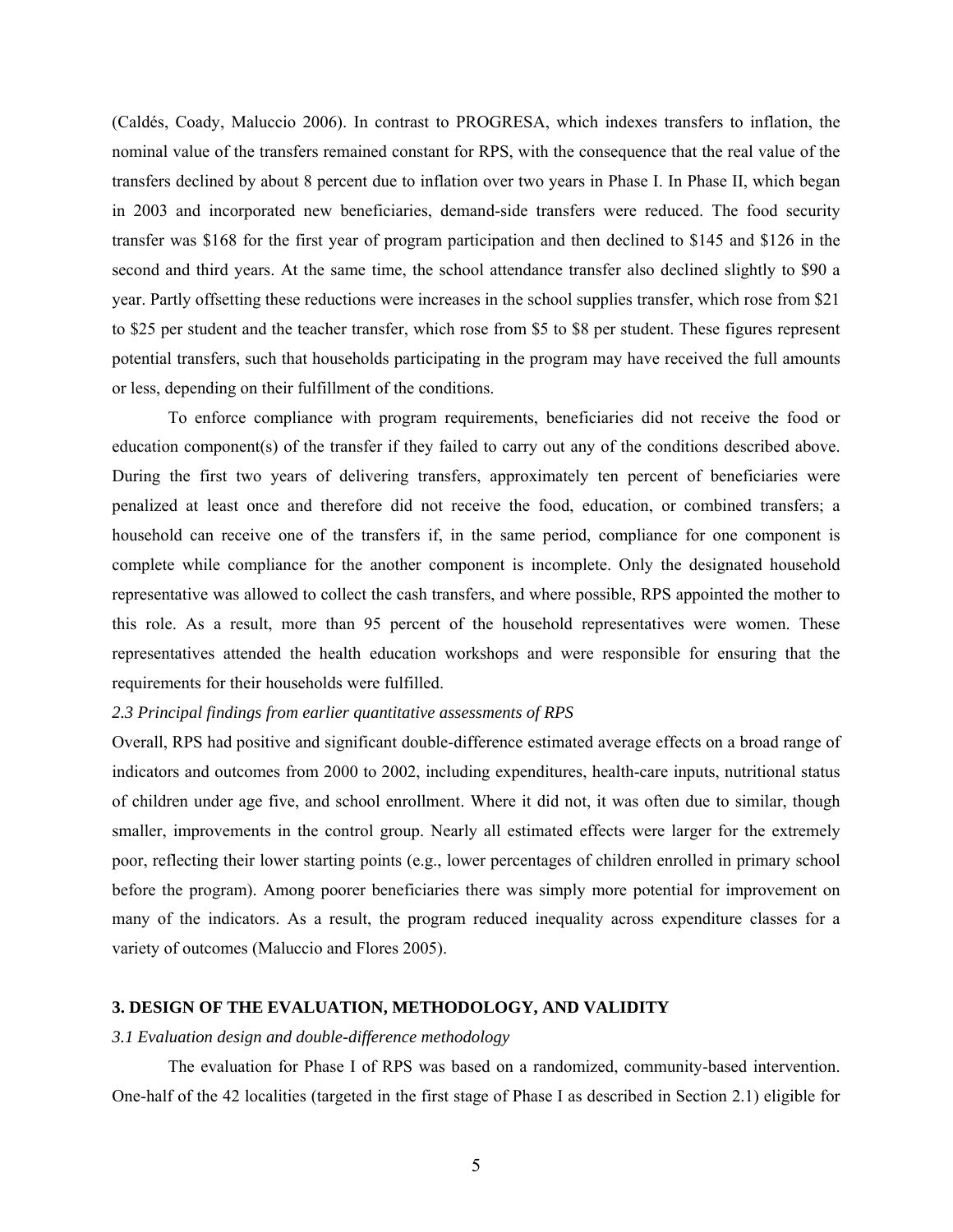(Caldés, Coady, Maluccio 2006). In contrast to PROGRESA, which indexes transfers to inflation, the nominal value of the transfers remained constant for RPS, with the consequence that the real value of the transfers declined by about 8 percent due to inflation over two years in Phase I. In Phase II, which began in 2003 and incorporated new beneficiaries, demand-side transfers were reduced. The food security transfer was $168 for the first year of program participation and then declined to $145 and $126 in the second and third years. At the same time, the school attendance transfer also declined slightly to $90 a year. Partly offsetting these reductions were increases in the school supplies transfer, which rose from $21 to $25 per student and the teacher transfer, which rose from $5 to $8 per student. These figures represent potential transfers, such that households participating in the program may have received the full amounts or less, depending on their fulfillment of the conditions.

To enforce compliance with program requirements, beneficiaries did not receive the food or education component(s) of the transfer if they failed to carry out any of the conditions described above. During the first two years of delivering transfers, approximately ten percent of beneficiaries were penalized at least once and therefore did not receive the food, education, or combined transfers; a household can receive one of the transfers if, in the same period, compliance for one component is complete while compliance for the another component is incomplete. Only the designated household representative was allowed to collect the cash transfers, and where possible, RPS appointed the mother to this role. As a result, more than 95 percent of the household representatives were women. These representatives attended the health education workshops and were responsible for ensuring that the requirements for their households were fulfilled.

### *2.3 Principal findings from earlier quantitative assessments of RPS*

Overall, RPS had positive and significant double-difference estimated average effects on a broad range of indicators and outcomes from 2000 to 2002, including expenditures, health-care inputs, nutritional status of children under age five, and school enrollment. Where it did not, it was often due to similar, though smaller, improvements in the control group. Nearly all estimated effects were larger for the extremely poor, reflecting their lower starting points (e.g., lower percentages of children enrolled in primary school before the program). Among poorer beneficiaries there was simply more potential for improvement on many of the indicators. As a result, the program reduced inequality across expenditure classes for a variety of outcomes (Maluccio and Flores 2005).

## 3. DESIGN OF THE EVALUATION, METHODOLOGY, AND VALIDITY

### *3.1 Evaluation design and double-difference methodology*

The evaluation for Phase I of RPS was based on a randomized, community-based intervention. One-half of the 42 localities (targeted in the first stage of Phase I as described in Section 2.1) eligible for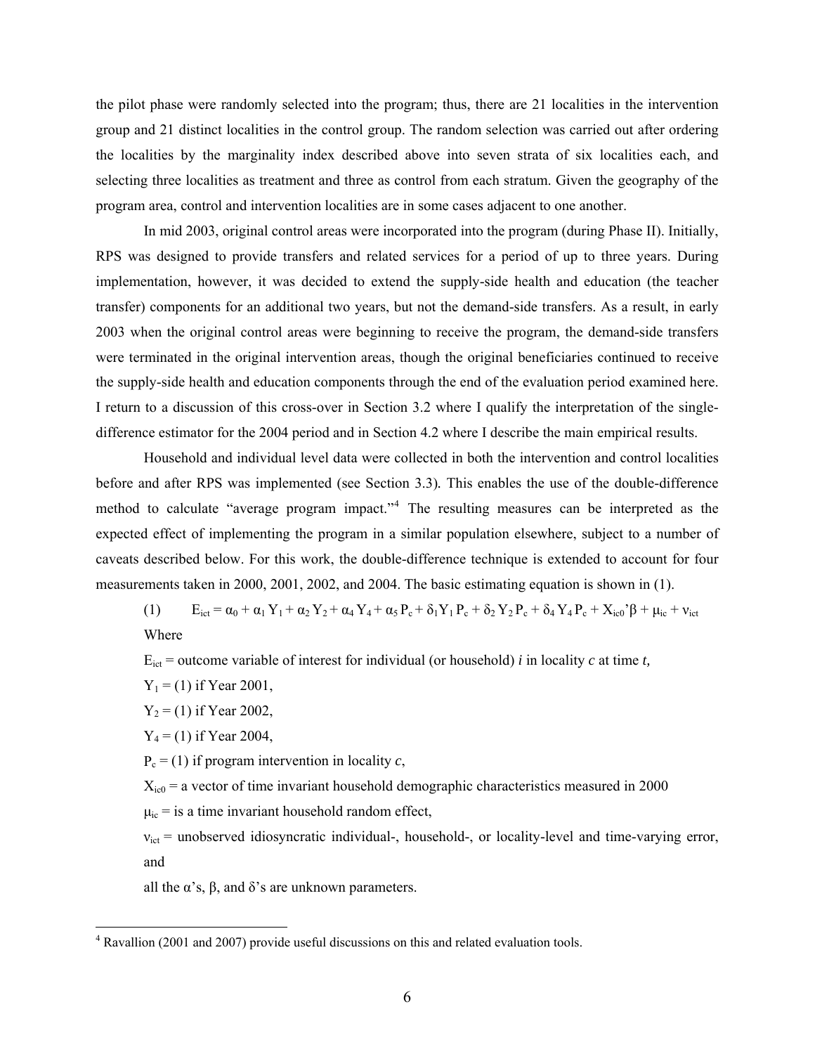the pilot phase were randomly selected into the program; thus, there are 21 localities in the intervention group and 21 distinct localities in the control group. The random selection was carried out after ordering the localities by the marginality index described above into seven strata of six localities each, and selecting three localities as treatment and three as control from each stratum. Given the geography of the program area, control and intervention localities are in some cases adjacent to one another.

In mid 2003, original control areas were incorporated into the program (during Phase II). Initially, RPS was designed to provide transfers and related services for a period of up to three years. During implementation, however, it was decided to extend the supply-side health and education (the teacher transfer) components for an additional two years, but not the demand-side transfers. As a result, in early 2003 when the original control areas were beginning to receive the program, the demand-side transfers were terminated in the original intervention areas, though the original beneficiaries continued to receive the supply-side health and education components through the end of the evaluation period examined here. I return to a discussion of this cross-over in Section 3.2 where I qualify the interpretation of the single-difference estimator for the 2004 period and in Section 4.2 where I describe the main empirical results.

Household and individual level data were collected in both the intervention and control localities before and after RPS was implemented (see Section 3.3). This enables the use of the double-difference method to calculate "average program impact."[4] The resulting measures can be interpreted as the expected effect of implementing the program in a similar population elsewhere, subject to a number of caveats described below. For this work, the double-difference technique is extended to account for four measurements taken in 2000, 2001, 2002, and 2004. The basic estimating equation is shown in (1).

$$(1) \qquad E_{ict} = \alpha_0 + \alpha_1 Y_1 + \alpha_2 Y_2 + \alpha_4 Y_4 + \alpha_5 P_c + \delta_1 Y_1 P_c + \delta_2 Y_2 P_c + \delta_4 Y_4 P_c + X_{ic0}'\beta + \mu_{ic} + \nu_{ict}$$

Where

$E_{ict}$ = outcome variable of interest for individual (or household) *i* in locality *c* at time *t*,

$Y_1$ = (1) if Year 2001,

$Y_2$ = (1) if Year 2002,

$Y_4$ = (1) if Year 2004,

$P_c$ = (1) if program intervention in locality *c*,

$X_{ic0}$ = a vector of time invariant household demographic characteristics measured in 2000

$\mu_{ic}$ = is a time invariant household random effect,

$\nu_{ict}$ = unobserved idiosyncratic individual-, household-, or locality-level and time-varying error, and

all the α's, β, and δ's are unknown parameters.

[4] Ravallion (2001 and 2007) provide useful discussions on this and related evaluation tools.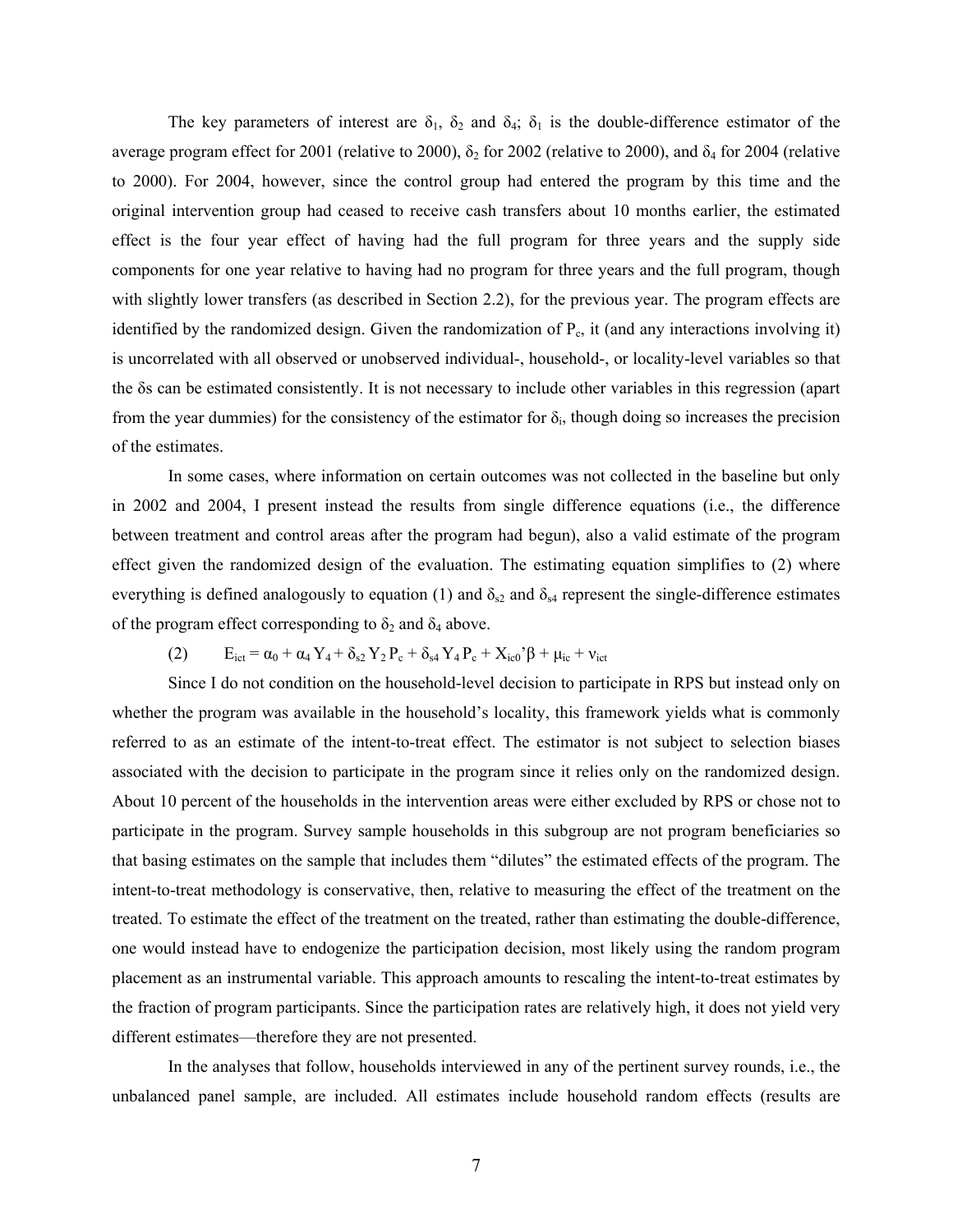The key parameters of interest are $\delta_1$, $\delta_2$ and $\delta_4$; $\delta_1$ is the double-difference estimator of the average program effect for 2001 (relative to 2000), $\delta_2$ for 2002 (relative to 2000), and $\delta_4$ for 2004 (relative to 2000). For 2004, however, since the control group had entered the program by this time and the original intervention group had ceased to receive cash transfers about 10 months earlier, the estimated effect is the four year effect of having had the full program for three years and the supply side components for one year relative to having had no program for three years and the full program, though with slightly lower transfers (as described in Section 2.2), for the previous year. The program effects are identified by the randomized design. Given the randomization of $P_c$, it (and any interactions involving it) is uncorrelated with all observed or unobserved individual-, household-, or locality-level variables so that the δs can be estimated consistently. It is not necessary to include other variables in this regression (apart from the year dummies) for the consistency of the estimator for $\delta_i$, though doing so increases the precision of the estimates.

In some cases, where information on certain outcomes was not collected in the baseline but only in 2002 and 2004, I present instead the results from single difference equations (i.e., the difference between treatment and control areas after the program had begun), also a valid estimate of the program effect given the randomized design of the evaluation. The estimating equation simplifies to (2) where everything is defined analogously to equation (1) and $\delta_{s2}$ and $\delta_{s4}$ represent the single-difference estimates of the program effect corresponding to $\delta_2$ and $\delta_4$ above.

$$E_{ict} = \alpha_0 + \alpha_4 Y_4 + \delta_{s2} Y_2 P_c + \delta_{s4} Y_4 P_c + X_{ic0}'\beta + \mu_{ic} + \nu_{ict} \tag{2}$$

Since I do not condition on the household-level decision to participate in RPS but instead only on whether the program was available in the household's locality, this framework yields what is commonly referred to as an estimate of the intent-to-treat effect. The estimator is not subject to selection biases associated with the decision to participate in the program since it relies only on the randomized design. About 10 percent of the households in the intervention areas were either excluded by RPS or chose not to participate in the program. Survey sample households in this subgroup are not program beneficiaries so that basing estimates on the sample that includes them "dilutes" the estimated effects of the program. The intent-to-treat methodology is conservative, then, relative to measuring the effect of the treatment on the treated. To estimate the effect of the treatment on the treated, rather than estimating the double-difference, one would instead have to endogenize the participation decision, most likely using the random program placement as an instrumental variable. This approach amounts to rescaling the intent-to-treat estimates by the fraction of program participants. Since the participation rates are relatively high, it does not yield very different estimates—therefore they are not presented.

In the analyses that follow, households interviewed in any of the pertinent survey rounds, i.e., the unbalanced panel sample, are included. All estimates include household random effects (results are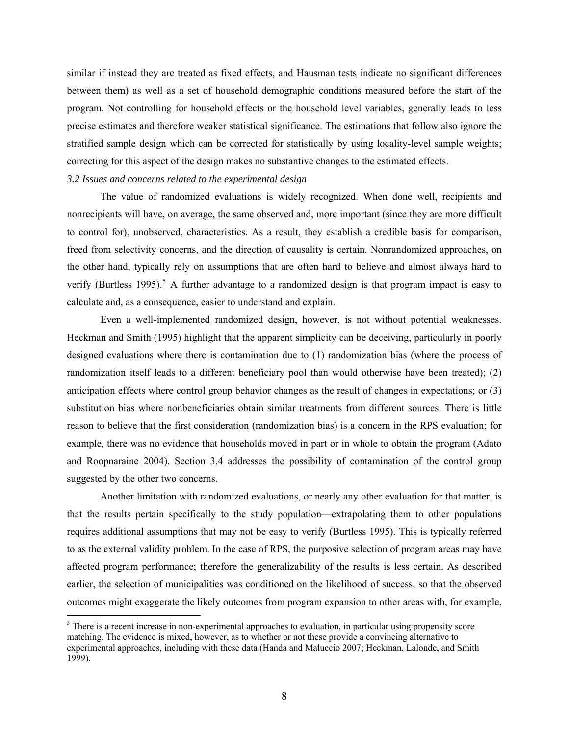similar if instead they are treated as fixed effects, and Hausman tests indicate no significant differences between them) as well as a set of household demographic conditions measured before the start of the program. Not controlling for household effects or the household level variables, generally leads to less precise estimates and therefore weaker statistical significance. The estimations that follow also ignore the stratified sample design which can be corrected for statistically by using locality-level sample weights; correcting for this aspect of the design makes no substantive changes to the estimated effects.

### *3.2 Issues and concerns related to the experimental design*

The value of randomized evaluations is widely recognized. When done well, recipients and nonrecipients will have, on average, the same observed and, more important (since they are more difficult to control for), unobserved, characteristics. As a result, they establish a credible basis for comparison, freed from selectivity concerns, and the direction of causality is certain. Nonrandomized approaches, on the other hand, typically rely on assumptions that are often hard to believe and almost always hard to verify (Burtless 1995).[5] A further advantage to a randomized design is that program impact is easy to calculate and, as a consequence, easier to understand and explain.

Even a well-implemented randomized design, however, is not without potential weaknesses. Heckman and Smith (1995) highlight that the apparent simplicity can be deceiving, particularly in poorly designed evaluations where there is contamination due to (1) randomization bias (where the process of randomization itself leads to a different beneficiary pool than would otherwise have been treated); (2) anticipation effects where control group behavior changes as the result of changes in expectations; or (3) substitution bias where nonbeneficiaries obtain similar treatments from different sources. There is little reason to believe that the first consideration (randomization bias) is a concern in the RPS evaluation; for example, there was no evidence that households moved in part or in whole to obtain the program (Adato and Roopnaraine 2004). Section 3.4 addresses the possibility of contamination of the control group suggested by the other two concerns.

Another limitation with randomized evaluations, or nearly any other evaluation for that matter, is that the results pertain specifically to the study population—extrapolating them to other populations requires additional assumptions that may not be easy to verify (Burtless 1995). This is typically referred to as the external validity problem. In the case of RPS, the purposive selection of program areas may have affected program performance; therefore the generalizability of the results is less certain. As described earlier, the selection of municipalities was conditioned on the likelihood of success, so that the observed outcomes might exaggerate the likely outcomes from program expansion to other areas with, for example,

---

[5] There is a recent increase in non-experimental approaches to evaluation, in particular using propensity score matching. The evidence is mixed, however, as to whether or not these provide a convincing alternative to experimental approaches, including with these data (Handa and Maluccio 2007; Heckman, Lalonde, and Smith 1999).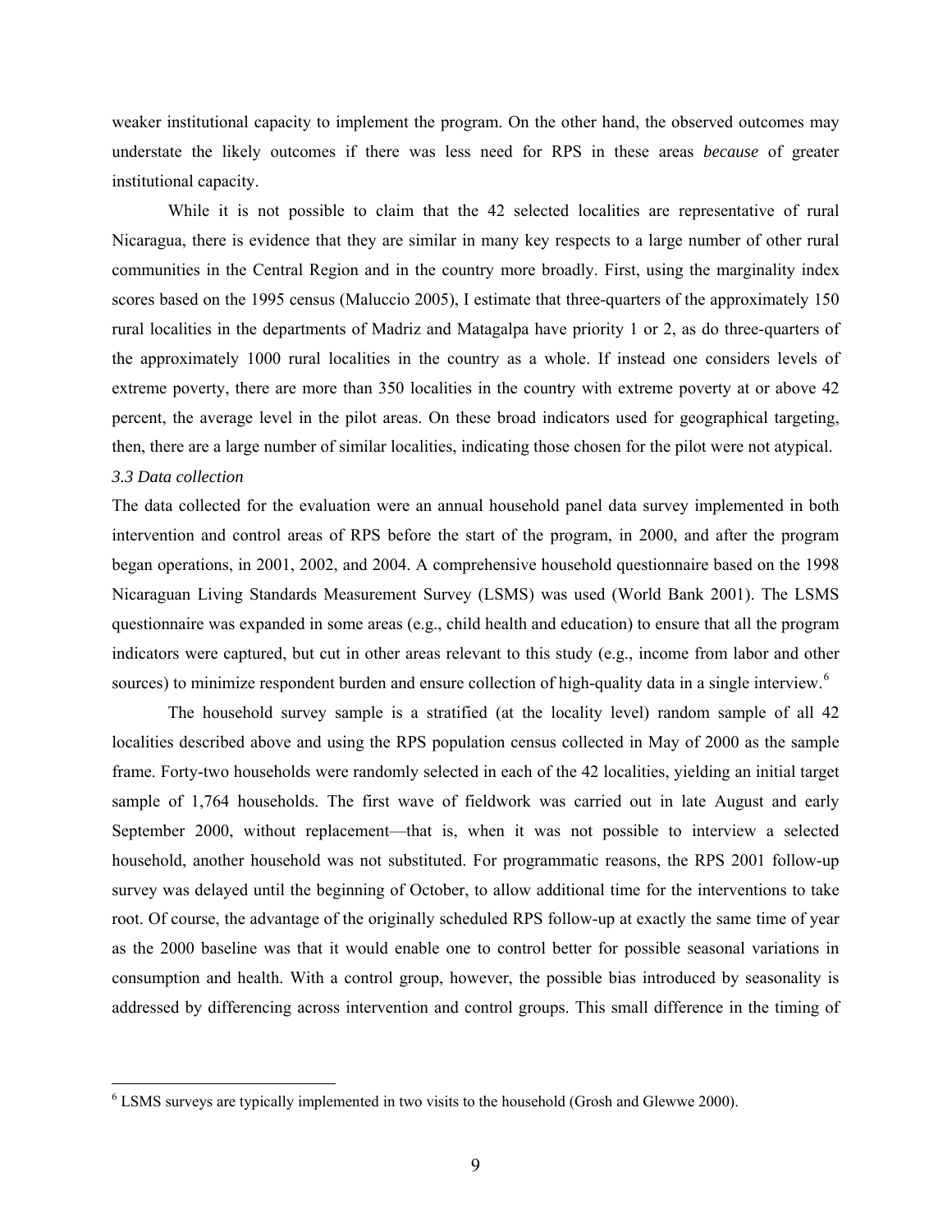weaker institutional capacity to implement the program. On the other hand, the observed outcomes may understate the likely outcomes if there was less need for RPS in these areas *because* of greater institutional capacity.

While it is not possible to claim that the 42 selected localities are representative of rural Nicaragua, there is evidence that they are similar in many key respects to a large number of other rural communities in the Central Region and in the country more broadly. First, using the marginality index scores based on the 1995 census (Maluccio 2005), I estimate that three-quarters of the approximately 150 rural localities in the departments of Madriz and Matagalpa have priority 1 or 2, as do three-quarters of the approximately 1000 rural localities in the country as a whole. If instead one considers levels of extreme poverty, there are more than 350 localities in the country with extreme poverty at or above 42 percent, the average level in the pilot areas. On these broad indicators used for geographical targeting, then, there are a large number of similar localities, indicating those chosen for the pilot were not atypical.

### *3.3 Data collection*

The data collected for the evaluation were an annual household panel data survey implemented in both intervention and control areas of RPS before the start of the program, in 2000, and after the program began operations, in 2001, 2002, and 2004. A comprehensive household questionnaire based on the 1998 Nicaraguan Living Standards Measurement Survey (LSMS) was used (World Bank 2001). The LSMS questionnaire was expanded in some areas (e.g., child health and education) to ensure that all the program indicators were captured, but cut in other areas relevant to this study (e.g., income from labor and other sources) to minimize respondent burden and ensure collection of high-quality data in a single interview.[6]

The household survey sample is a stratified (at the locality level) random sample of all 42 localities described above and using the RPS population census collected in May of 2000 as the sample frame. Forty-two households were randomly selected in each of the 42 localities, yielding an initial target sample of 1,764 households. The first wave of fieldwork was carried out in late August and early September 2000, without replacement—that is, when it was not possible to interview a selected household, another household was not substituted. For programmatic reasons, the RPS 2001 follow-up survey was delayed until the beginning of October, to allow additional time for the interventions to take root. Of course, the advantage of the originally scheduled RPS follow-up at exactly the same time of year as the 2000 baseline was that it would enable one to control better for possible seasonal variations in consumption and health. With a control group, however, the possible bias introduced by seasonality is addressed by differencing across intervention and control groups. This small difference in the timing of

[6] LSMS surveys are typically implemented in two visits to the household (Grosh and Glewwe 2000).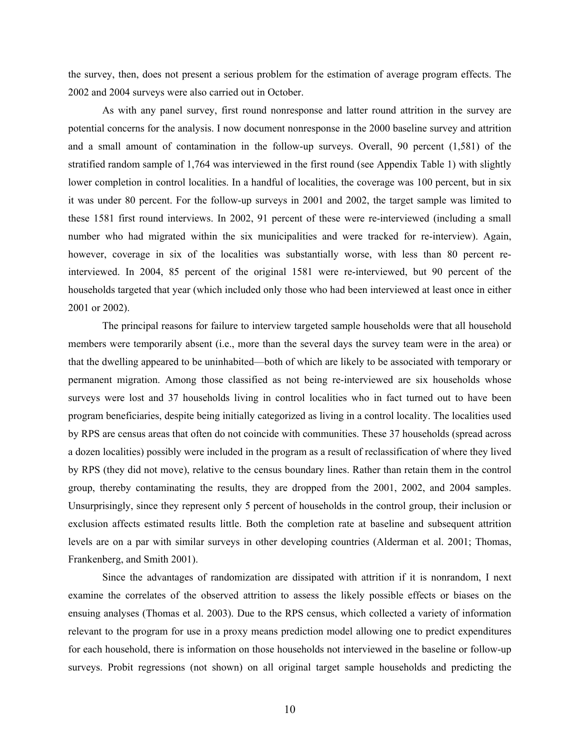the survey, then, does not present a serious problem for the estimation of average program effects. The 2002 and 2004 surveys were also carried out in October.

As with any panel survey, first round nonresponse and latter round attrition in the survey are potential concerns for the analysis. I now document nonresponse in the 2000 baseline survey and attrition and a small amount of contamination in the follow-up surveys. Overall, 90 percent (1,581) of the stratified random sample of 1,764 was interviewed in the first round (see Appendix Table 1) with slightly lower completion in control localities. In a handful of localities, the coverage was 100 percent, but in six it was under 80 percent. For the follow-up surveys in 2001 and 2002, the target sample was limited to these 1581 first round interviews. In 2002, 91 percent of these were re-interviewed (including a small number who had migrated within the six municipalities and were tracked for re-interview). Again, however, coverage in six of the localities was substantially worse, with less than 80 percent re-interviewed. In 2004, 85 percent of the original 1581 were re-interviewed, but 90 percent of the households targeted that year (which included only those who had been interviewed at least once in either 2001 or 2002).

The principal reasons for failure to interview targeted sample households were that all household members were temporarily absent (i.e., more than the several days the survey team were in the area) or that the dwelling appeared to be uninhabited—both of which are likely to be associated with temporary or permanent migration. Among those classified as not being re-interviewed are six households whose surveys were lost and 37 households living in control localities who in fact turned out to have been program beneficiaries, despite being initially categorized as living in a control locality. The localities used by RPS are census areas that often do not coincide with communities. These 37 households (spread across a dozen localities) possibly were included in the program as a result of reclassification of where they lived by RPS (they did not move), relative to the census boundary lines. Rather than retain them in the control group, thereby contaminating the results, they are dropped from the 2001, 2002, and 2004 samples. Unsurprisingly, since they represent only 5 percent of households in the control group, their inclusion or exclusion affects estimated results little. Both the completion rate at baseline and subsequent attrition levels are on a par with similar surveys in other developing countries (Alderman et al. 2001; Thomas, Frankenberg, and Smith 2001).

Since the advantages of randomization are dissipated with attrition if it is nonrandom, I next examine the correlates of the observed attrition to assess the likely possible effects or biases on the ensuing analyses (Thomas et al. 2003). Due to the RPS census, which collected a variety of information relevant to the program for use in a proxy means prediction model allowing one to predict expenditures for each household, there is information on those households not interviewed in the baseline or follow-up surveys. Probit regressions (not shown) on all original target sample households and predicting the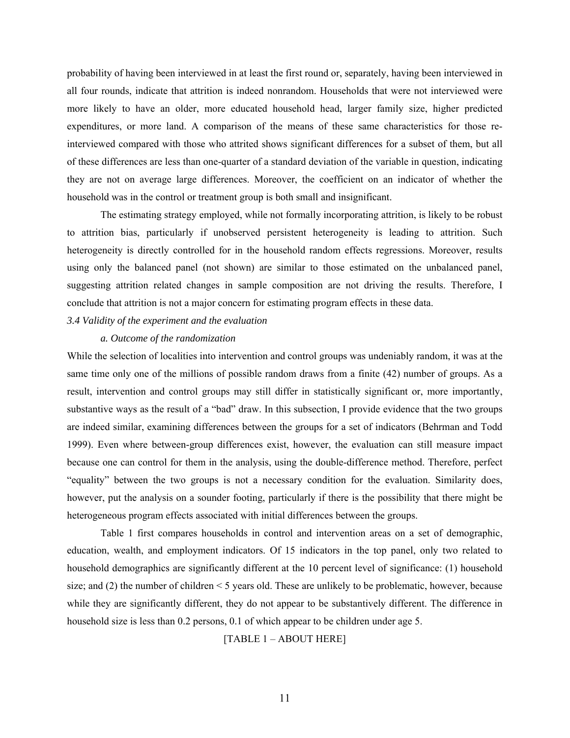probability of having been interviewed in at least the first round or, separately, having been interviewed in all four rounds, indicate that attrition is indeed nonrandom. Households that were not interviewed were more likely to have an older, more educated household head, larger family size, higher predicted expenditures, or more land. A comparison of the means of these same characteristics for those re-interviewed compared with those who attrited shows significant differences for a subset of them, but all of these differences are less than one-quarter of a standard deviation of the variable in question, indicating they are not on average large differences. Moreover, the coefficient on an indicator of whether the household was in the control or treatment group is both small and insignificant.

The estimating strategy employed, while not formally incorporating attrition, is likely to be robust to attrition bias, particularly if unobserved persistent heterogeneity is leading to attrition. Such heterogeneity is directly controlled for in the household random effects regressions. Moreover, results using only the balanced panel (not shown) are similar to those estimated on the unbalanced panel, suggesting attrition related changes in sample composition are not driving the results. Therefore, I conclude that attrition is not a major concern for estimating program effects in these data.

*3.4 Validity of the experiment and the evaluation*

*a. Outcome of the randomization*

While the selection of localities into intervention and control groups was undeniably random, it was at the same time only one of the millions of possible random draws from a finite (42) number of groups. As a result, intervention and control groups may still differ in statistically significant or, more importantly, substantive ways as the result of a "bad" draw. In this subsection, I provide evidence that the two groups are indeed similar, examining differences between the groups for a set of indicators (Behrman and Todd 1999). Even where between-group differences exist, however, the evaluation can still measure impact because one can control for them in the analysis, using the double-difference method. Therefore, perfect "equality" between the two groups is not a necessary condition for the evaluation. Similarity does, however, put the analysis on a sounder footing, particularly if there is the possibility that there might be heterogeneous program effects associated with initial differences between the groups.

Table 1 first compares households in control and intervention areas on a set of demographic, education, wealth, and employment indicators. Of 15 indicators in the top panel, only two related to household demographics are significantly different at the 10 percent level of significance: (1) household size; and (2) the number of children < 5 years old. These are unlikely to be problematic, however, because while they are significantly different, they do not appear to be substantively different. The difference in household size is less than 0.2 persons, 0.1 of which appear to be children under age 5.

[TABLE 1 – ABOUT HERE]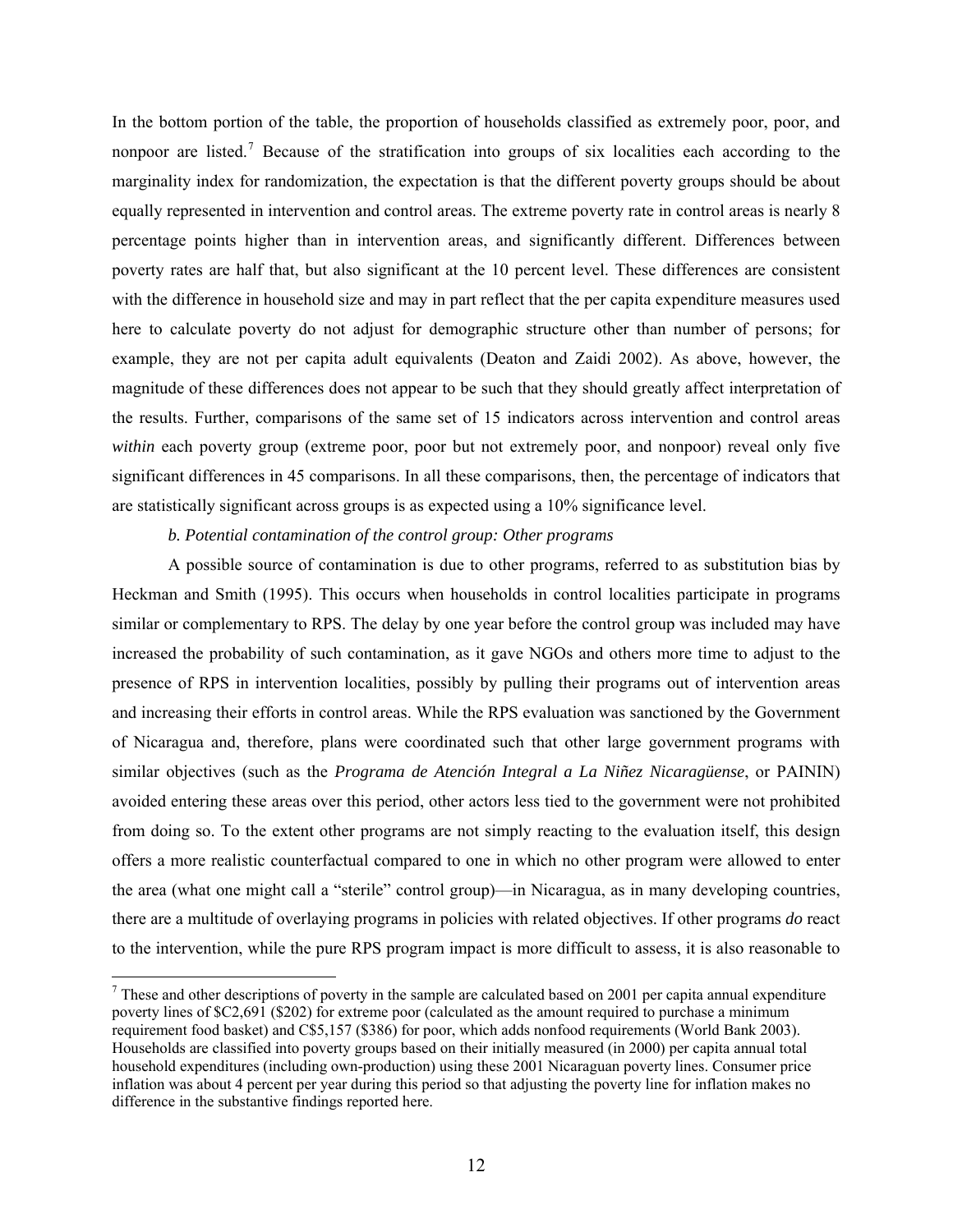In the bottom portion of the table, the proportion of households classified as extremely poor, poor, and nonpoor are listed.[7] Because of the stratification into groups of six localities each according to the marginality index for randomization, the expectation is that the different poverty groups should be about equally represented in intervention and control areas. The extreme poverty rate in control areas is nearly 8 percentage points higher than in intervention areas, and significantly different. Differences between poverty rates are half that, but also significant at the 10 percent level. These differences are consistent with the difference in household size and may in part reflect that the per capita expenditure measures used here to calculate poverty do not adjust for demographic structure other than number of persons; for example, they are not per capita adult equivalents (Deaton and Zaidi 2002). As above, however, the magnitude of these differences does not appear to be such that they should greatly affect interpretation of the results. Further, comparisons of the same set of 15 indicators across intervention and control areas *within* each poverty group (extreme poor, poor but not extremely poor, and nonpoor) reveal only five significant differences in 45 comparisons. In all these comparisons, then, the percentage of indicators that are statistically significant across groups is as expected using a 10% significance level.

*b. Potential contamination of the control group: Other programs*

A possible source of contamination is due to other programs, referred to as substitution bias by Heckman and Smith (1995). This occurs when households in control localities participate in programs similar or complementary to RPS. The delay by one year before the control group was included may have increased the probability of such contamination, as it gave NGOs and others more time to adjust to the presence of RPS in intervention localities, possibly by pulling their programs out of intervention areas and increasing their efforts in control areas. While the RPS evaluation was sanctioned by the Government of Nicaragua and, therefore, plans were coordinated such that other large government programs with similar objectives (such as the *Programa de Atención Integral a La Niñez Nicaragüense*, or PAININ) avoided entering these areas over this period, other actors less tied to the government were not prohibited from doing so. To the extent other programs are not simply reacting to the evaluation itself, this design offers a more realistic counterfactual compared to one in which no other program were allowed to enter the area (what one might call a "sterile" control group)—in Nicaragua, as in many developing countries, there are a multitude of overlaying programs in policies with related objectives. If other programs *do* react to the intervention, while the pure RPS program impact is more difficult to assess, it is also reasonable to

[7] These and other descriptions of poverty in the sample are calculated based on 2001 per capita annual expenditure poverty lines of $C2,691 ($202) for extreme poor (calculated as the amount required to purchase a minimum requirement food basket) and C$5,157 ($386) for poor, which adds nonfood requirements (World Bank 2003). Households are classified into poverty groups based on their initially measured (in 2000) per capita annual total household expenditures (including own-production) using these 2001 Nicaraguan poverty lines. Consumer price inflation was about 4 percent per year during this period so that adjusting the poverty line for inflation makes no difference in the substantive findings reported here.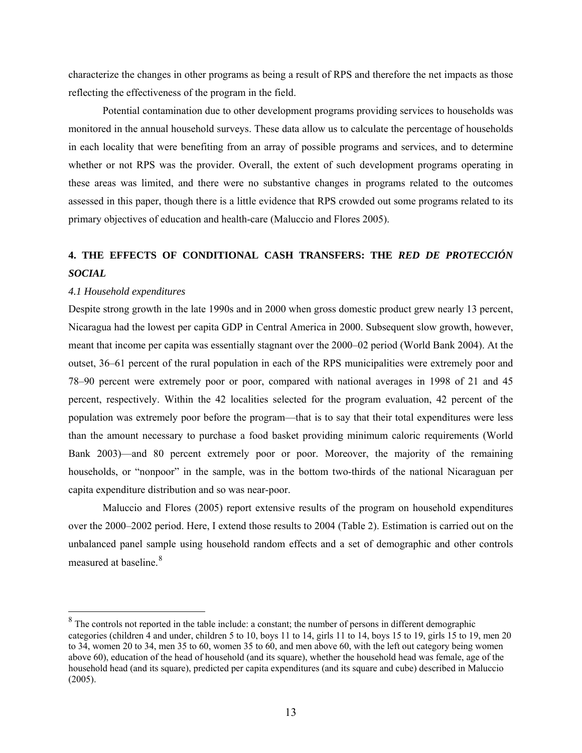characterize the changes in other programs as being a result of RPS and therefore the net impacts as those reflecting the effectiveness of the program in the field.

Potential contamination due to other development programs providing services to households was monitored in the annual household surveys. These data allow us to calculate the percentage of households in each locality that were benefiting from an array of possible programs and services, and to determine whether or not RPS was the provider. Overall, the extent of such development programs operating in these areas was limited, and there were no substantive changes in programs related to the outcomes assessed in this paper, though there is a little evidence that RPS crowded out some programs related to its primary objectives of education and health-care (Maluccio and Flores 2005).

## 4. THE EFFECTS OF CONDITIONAL CASH TRANSFERS: THE *RED DE PROTECCIÓN SOCIAL*

### *4.1 Household expenditures*

Despite strong growth in the late 1990s and in 2000 when gross domestic product grew nearly 13 percent, Nicaragua had the lowest per capita GDP in Central America in 2000. Subsequent slow growth, however, meant that income per capita was essentially stagnant over the 2000–02 period (World Bank 2004). At the outset, 36–61 percent of the rural population in each of the RPS municipalities were extremely poor and 78–90 percent were extremely poor or poor, compared with national averages in 1998 of 21 and 45 percent, respectively. Within the 42 localities selected for the program evaluation, 42 percent of the population was extremely poor before the program—that is to say that their total expenditures were less than the amount necessary to purchase a food basket providing minimum caloric requirements (World Bank 2003)—and 80 percent extremely poor or poor. Moreover, the majority of the remaining households, or "nonpoor" in the sample, was in the bottom two-thirds of the national Nicaraguan per capita expenditure distribution and so was near-poor.

Maluccio and Flores (2005) report extensive results of the program on household expenditures over the 2000–2002 period. Here, I extend those results to 2004 (Table 2). Estimation is carried out on the unbalanced panel sample using household random effects and a set of demographic and other controls measured at baseline.[8]

[8] The controls not reported in the table include: a constant; the number of persons in different demographic categories (children 4 and under, children 5 to 10, boys 11 to 14, girls 11 to 14, boys 15 to 19, girls 15 to 19, men 20 to 34, women 20 to 34, men 35 to 60, women 35 to 60, and men above 60, with the left out category being women above 60), education of the head of household (and its square), whether the household head was female, age of the household head (and its square), predicted per capita expenditures (and its square and cube) described in Maluccio (2005).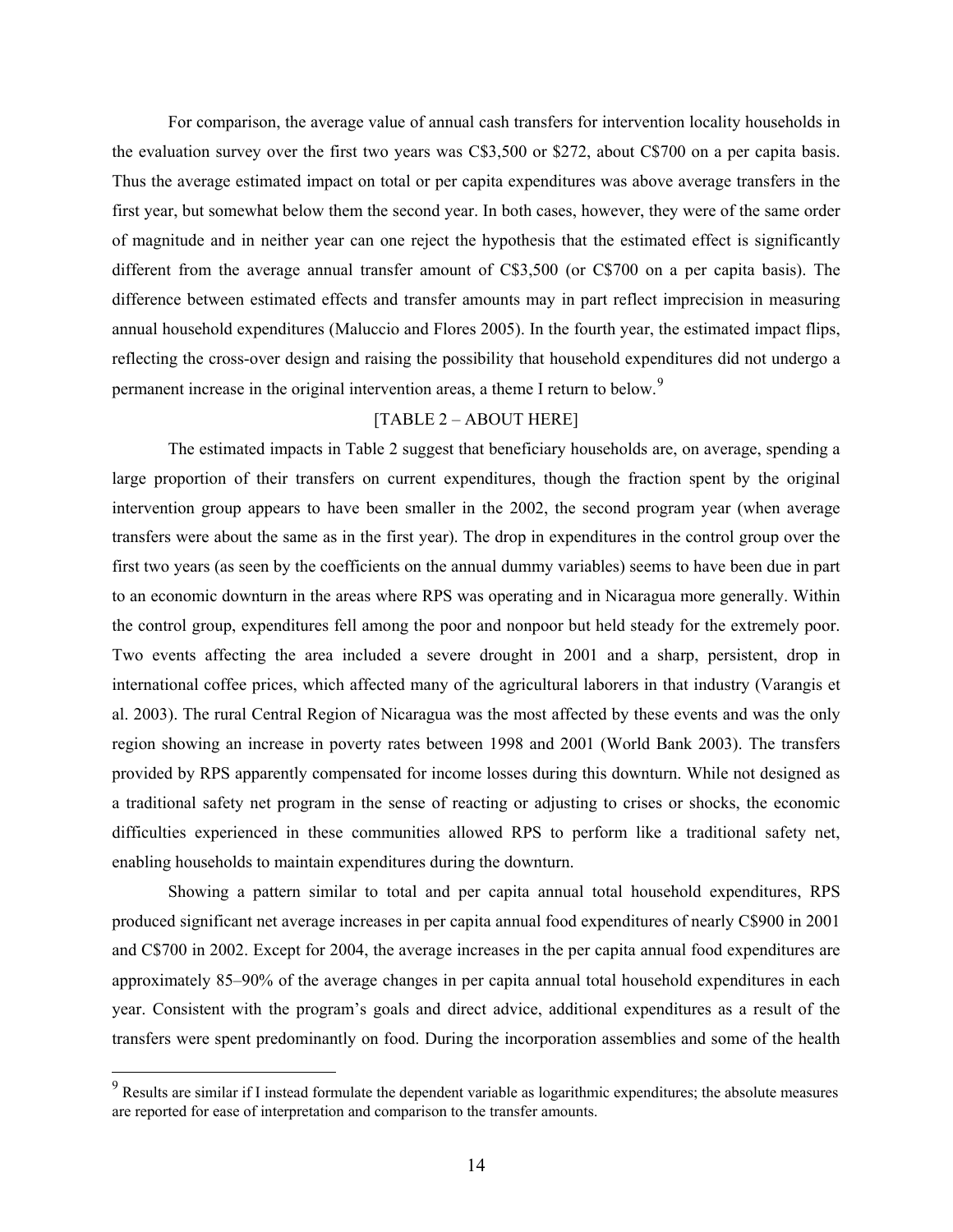For comparison, the average value of annual cash transfers for intervention locality households in the evaluation survey over the first two years was C$3,500 or $272, about C$700 on a per capita basis. Thus the average estimated impact on total or per capita expenditures was above average transfers in the first year, but somewhat below them the second year. In both cases, however, they were of the same order of magnitude and in neither year can one reject the hypothesis that the estimated effect is significantly different from the average annual transfer amount of C$3,500 (or C$700 on a per capita basis). The difference between estimated effects and transfer amounts may in part reflect imprecision in measuring annual household expenditures (Maluccio and Flores 2005). In the fourth year, the estimated impact flips, reflecting the cross-over design and raising the possibility that household expenditures did not undergo a permanent increase in the original intervention areas, a theme I return to below.[9]

[TABLE 2 – ABOUT HERE]

The estimated impacts in Table 2 suggest that beneficiary households are, on average, spending a large proportion of their transfers on current expenditures, though the fraction spent by the original intervention group appears to have been smaller in the 2002, the second program year (when average transfers were about the same as in the first year). The drop in expenditures in the control group over the first two years (as seen by the coefficients on the annual dummy variables) seems to have been due in part to an economic downturn in the areas where RPS was operating and in Nicaragua more generally. Within the control group, expenditures fell among the poor and nonpoor but held steady for the extremely poor. Two events affecting the area included a severe drought in 2001 and a sharp, persistent, drop in international coffee prices, which affected many of the agricultural laborers in that industry (Varangis et al. 2003). The rural Central Region of Nicaragua was the most affected by these events and was the only region showing an increase in poverty rates between 1998 and 2001 (World Bank 2003). The transfers provided by RPS apparently compensated for income losses during this downturn. While not designed as a traditional safety net program in the sense of reacting or adjusting to crises or shocks, the economic difficulties experienced in these communities allowed RPS to perform like a traditional safety net, enabling households to maintain expenditures during the downturn.

Showing a pattern similar to total and per capita annual total household expenditures, RPS produced significant net average increases in per capita annual food expenditures of nearly C$900 in 2001 and C$700 in 2002. Except for 2004, the average increases in the per capita annual food expenditures are approximately 85–90% of the average changes in per capita annual total household expenditures in each year. Consistent with the program's goals and direct advice, additional expenditures as a result of the transfers were spent predominantly on food. During the incorporation assemblies and some of the health

---

[9] Results are similar if I instead formulate the dependent variable as logarithmic expenditures; the absolute measures are reported for ease of interpretation and comparison to the transfer amounts.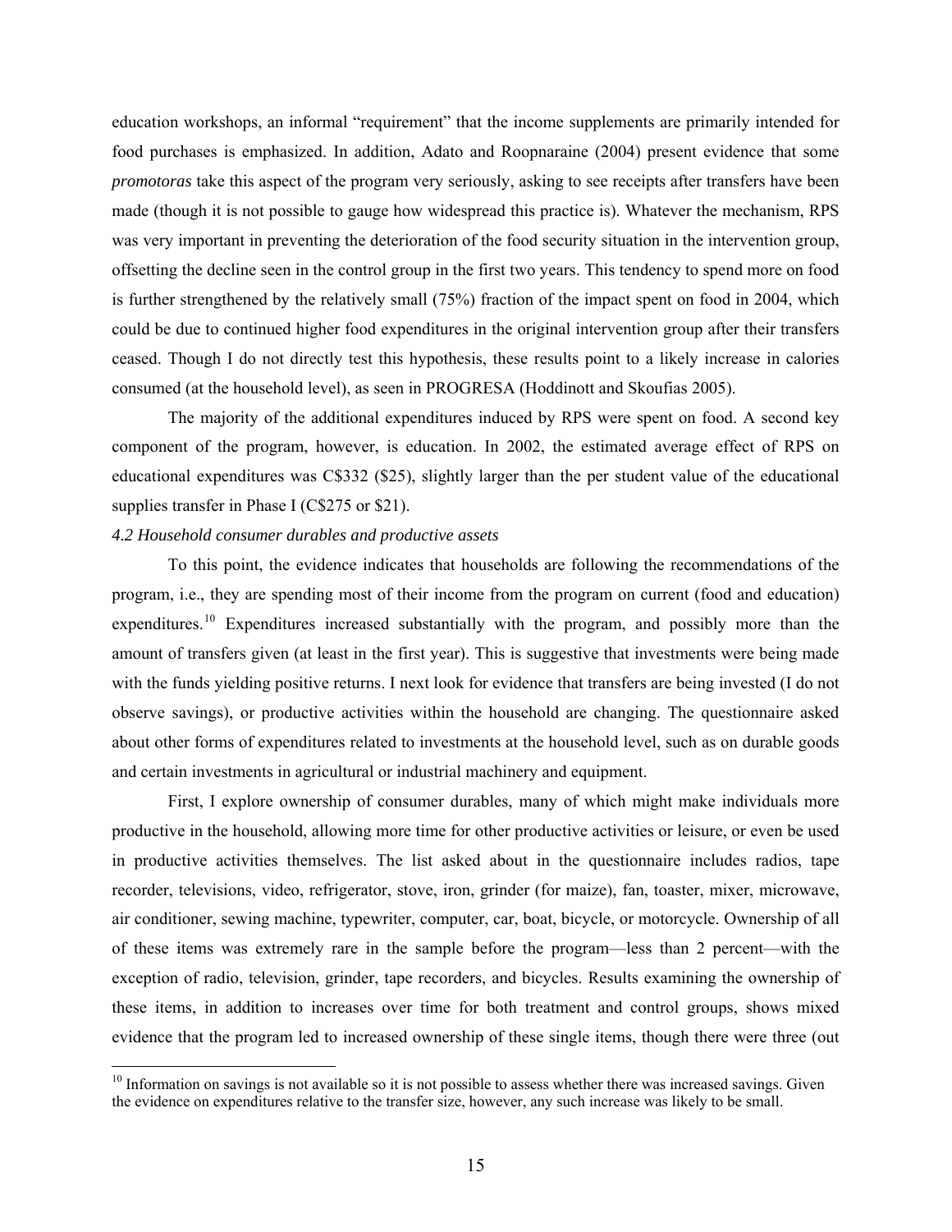education workshops, an informal "requirement" that the income supplements are primarily intended for food purchases is emphasized. In addition, Adato and Roopnaraine (2004) present evidence that some *promotoras* take this aspect of the program very seriously, asking to see receipts after transfers have been made (though it is not possible to gauge how widespread this practice is). Whatever the mechanism, RPS was very important in preventing the deterioration of the food security situation in the intervention group, offsetting the decline seen in the control group in the first two years. This tendency to spend more on food is further strengthened by the relatively small (75%) fraction of the impact spent on food in 2004, which could be due to continued higher food expenditures in the original intervention group after their transfers ceased. Though I do not directly test this hypothesis, these results point to a likely increase in calories consumed (at the household level), as seen in PROGRESA (Hoddinott and Skoufias 2005).

The majority of the additional expenditures induced by RPS were spent on food. A second key component of the program, however, is education. In 2002, the estimated average effect of RPS on educational expenditures was C$332 ($25), slightly larger than the per student value of the educational supplies transfer in Phase I (C$275 or $21).

*4.2 Household consumer durables and productive assets*

To this point, the evidence indicates that households are following the recommendations of the program, i.e., they are spending most of their income from the program on current (food and education) expenditures.[10] Expenditures increased substantially with the program, and possibly more than the amount of transfers given (at least in the first year). This is suggestive that investments were being made with the funds yielding positive returns. I next look for evidence that transfers are being invested (I do not observe savings), or productive activities within the household are changing. The questionnaire asked about other forms of expenditures related to investments at the household level, such as on durable goods and certain investments in agricultural or industrial machinery and equipment.

First, I explore ownership of consumer durables, many of which might make individuals more productive in the household, allowing more time for other productive activities or leisure, or even be used in productive activities themselves. The list asked about in the questionnaire includes radios, tape recorder, televisions, video, refrigerator, stove, iron, grinder (for maize), fan, toaster, mixer, microwave, air conditioner, sewing machine, typewriter, computer, car, boat, bicycle, or motorcycle. Ownership of all of these items was extremely rare in the sample before the program—less than 2 percent—with the exception of radio, television, grinder, tape recorders, and bicycles. Results examining the ownership of these items, in addition to increases over time for both treatment and control groups, shows mixed evidence that the program led to increased ownership of these single items, though there were three (out

[10] Information on savings is not available so it is not possible to assess whether there was increased savings. Given the evidence on expenditures relative to the transfer size, however, any such increase was likely to be small.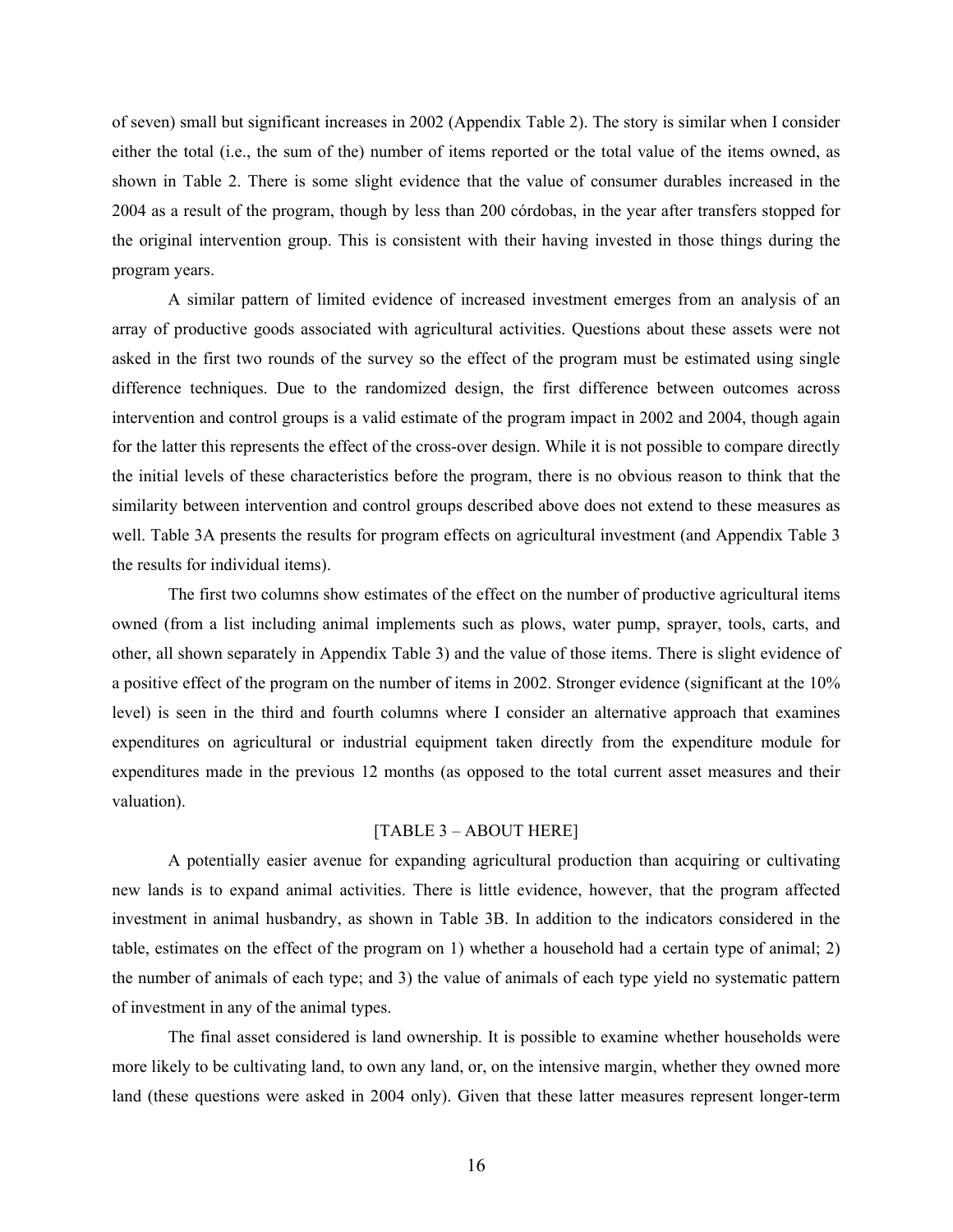of seven) small but significant increases in 2002 (Appendix Table 2). The story is similar when I consider either the total (i.e., the sum of the) number of items reported or the total value of the items owned, as shown in Table 2. There is some slight evidence that the value of consumer durables increased in the 2004 as a result of the program, though by less than 200 córdobas, in the year after transfers stopped for the original intervention group. This is consistent with their having invested in those things during the program years.

A similar pattern of limited evidence of increased investment emerges from an analysis of an array of productive goods associated with agricultural activities. Questions about these assets were not asked in the first two rounds of the survey so the effect of the program must be estimated using single difference techniques. Due to the randomized design, the first difference between outcomes across intervention and control groups is a valid estimate of the program impact in 2002 and 2004, though again for the latter this represents the effect of the cross-over design. While it is not possible to compare directly the initial levels of these characteristics before the program, there is no obvious reason to think that the similarity between intervention and control groups described above does not extend to these measures as well. Table 3A presents the results for program effects on agricultural investment (and Appendix Table 3 the results for individual items).

The first two columns show estimates of the effect on the number of productive agricultural items owned (from a list including animal implements such as plows, water pump, sprayer, tools, carts, and other, all shown separately in Appendix Table 3) and the value of those items. There is slight evidence of a positive effect of the program on the number of items in 2002. Stronger evidence (significant at the 10% level) is seen in the third and fourth columns where I consider an alternative approach that examines expenditures on agricultural or industrial equipment taken directly from the expenditure module for expenditures made in the previous 12 months (as opposed to the total current asset measures and their valuation).

[TABLE 3 – ABOUT HERE]

A potentially easier avenue for expanding agricultural production than acquiring or cultivating new lands is to expand animal activities. There is little evidence, however, that the program affected investment in animal husbandry, as shown in Table 3B. In addition to the indicators considered in the table, estimates on the effect of the program on 1) whether a household had a certain type of animal; 2) the number of animals of each type; and 3) the value of animals of each type yield no systematic pattern of investment in any of the animal types.

The final asset considered is land ownership. It is possible to examine whether households were more likely to be cultivating land, to own any land, or, on the intensive margin, whether they owned more land (these questions were asked in 2004 only). Given that these latter measures represent longer-term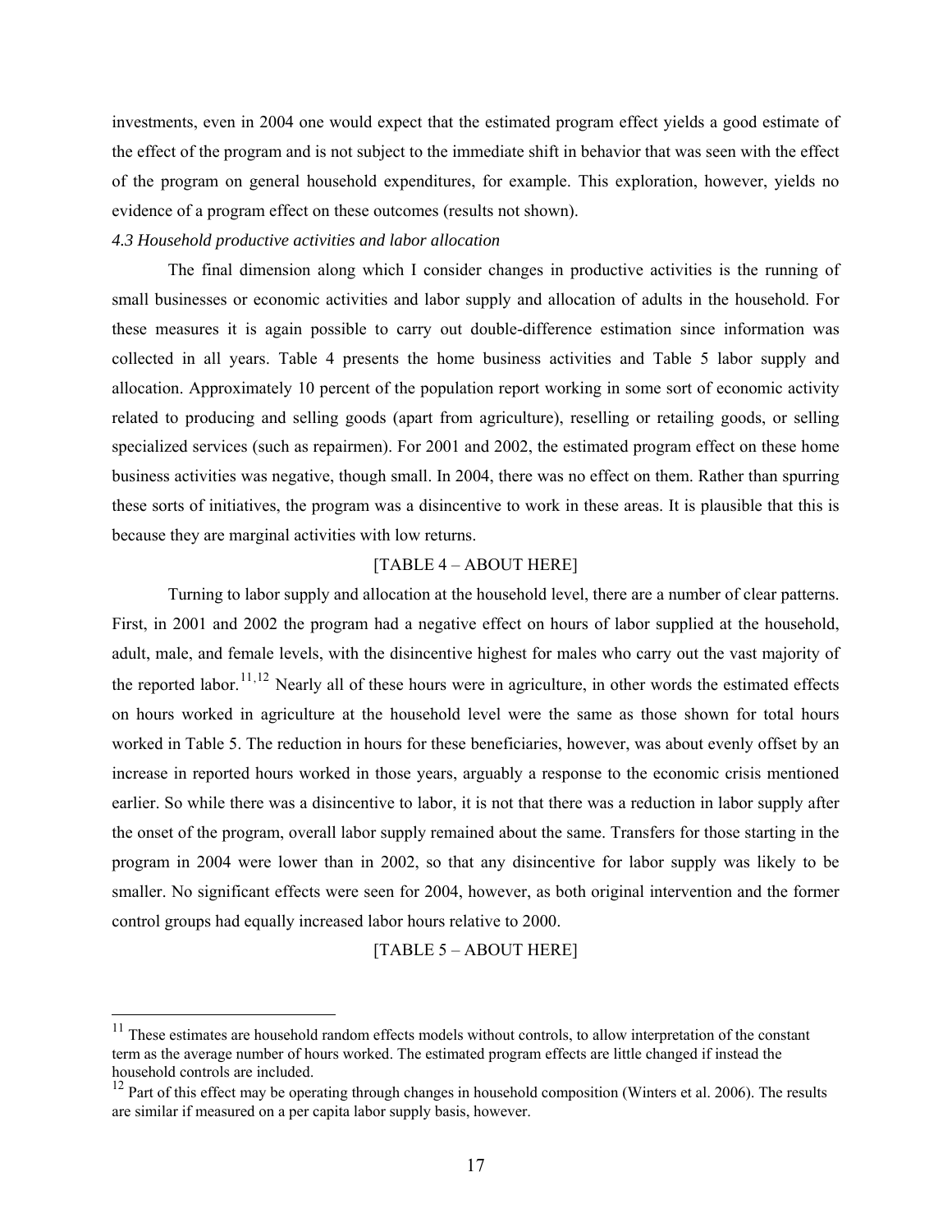investments, even in 2004 one would expect that the estimated program effect yields a good estimate of the effect of the program and is not subject to the immediate shift in behavior that was seen with the effect of the program on general household expenditures, for example. This exploration, however, yields no evidence of a program effect on these outcomes (results not shown).

*4.3 Household productive activities and labor allocation*

The final dimension along which I consider changes in productive activities is the running of small businesses or economic activities and labor supply and allocation of adults in the household. For these measures it is again possible to carry out double-difference estimation since information was collected in all years. Table 4 presents the home business activities and Table 5 labor supply and allocation. Approximately 10 percent of the population report working in some sort of economic activity related to producing and selling goods (apart from agriculture), reselling or retailing goods, or selling specialized services (such as repairmen). For 2001 and 2002, the estimated program effect on these home business activities was negative, though small. In 2004, there was no effect on them. Rather than spurring these sorts of initiatives, the program was a disincentive to work in these areas. It is plausible that this is because they are marginal activities with low returns.

[TABLE 4 – ABOUT HERE]

Turning to labor supply and allocation at the household level, there are a number of clear patterns. First, in 2001 and 2002 the program had a negative effect on hours of labor supplied at the household, adult, male, and female levels, with the disincentive highest for males who carry out the vast majority of the reported labor.[11,12] Nearly all of these hours were in agriculture, in other words the estimated effects on hours worked in agriculture at the household level were the same as those shown for total hours worked in Table 5. The reduction in hours for these beneficiaries, however, was about evenly offset by an increase in reported hours worked in those years, arguably a response to the economic crisis mentioned earlier. So while there was a disincentive to labor, it is not that there was a reduction in labor supply after the onset of the program, overall labor supply remained about the same. Transfers for those starting in the program in 2004 were lower than in 2002, so that any disincentive for labor supply was likely to be smaller. No significant effects were seen for 2004, however, as both original intervention and the former control groups had equally increased labor hours relative to 2000.

[TABLE 5 – ABOUT HERE]

---

[11] These estimates are household random effects models without controls, to allow interpretation of the constant term as the average number of hours worked. The estimated program effects are little changed if instead the household controls are included.

[12] Part of this effect may be operating through changes in household composition (Winters et al. 2006). The results are similar if measured on a per capita labor supply basis, however.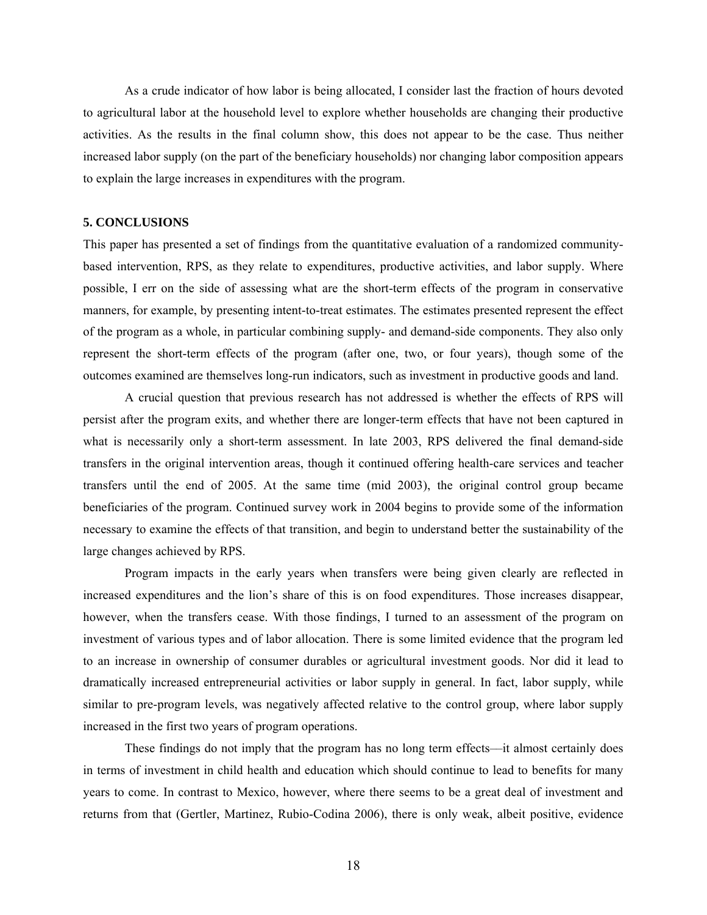As a crude indicator of how labor is being allocated, I consider last the fraction of hours devoted to agricultural labor at the household level to explore whether households are changing their productive activities. As the results in the final column show, this does not appear to be the case. Thus neither increased labor supply (on the part of the beneficiary households) nor changing labor composition appears to explain the large increases in expenditures with the program.

## 5. CONCLUSIONS

This paper has presented a set of findings from the quantitative evaluation of a randomized community-based intervention, RPS, as they relate to expenditures, productive activities, and labor supply. Where possible, I err on the side of assessing what are the short-term effects of the program in conservative manners, for example, by presenting intent-to-treat estimates. The estimates presented represent the effect of the program as a whole, in particular combining supply- and demand-side components. They also only represent the short-term effects of the program (after one, two, or four years), though some of the outcomes examined are themselves long-run indicators, such as investment in productive goods and land.

A crucial question that previous research has not addressed is whether the effects of RPS will persist after the program exits, and whether there are longer-term effects that have not been captured in what is necessarily only a short-term assessment. In late 2003, RPS delivered the final demand-side transfers in the original intervention areas, though it continued offering health-care services and teacher transfers until the end of 2005. At the same time (mid 2003), the original control group became beneficiaries of the program. Continued survey work in 2004 begins to provide some of the information necessary to examine the effects of that transition, and begin to understand better the sustainability of the large changes achieved by RPS.

Program impacts in the early years when transfers were being given clearly are reflected in increased expenditures and the lion's share of this is on food expenditures. Those increases disappear, however, when the transfers cease. With those findings, I turned to an assessment of the program on investment of various types and of labor allocation. There is some limited evidence that the program led to an increase in ownership of consumer durables or agricultural investment goods. Nor did it lead to dramatically increased entrepreneurial activities or labor supply in general. In fact, labor supply, while similar to pre-program levels, was negatively affected relative to the control group, where labor supply increased in the first two years of program operations.

These findings do not imply that the program has no long term effects—it almost certainly does in terms of investment in child health and education which should continue to lead to benefits for many years to come. In contrast to Mexico, however, where there seems to be a great deal of investment and returns from that (Gertler, Martinez, Rubio-Codina 2006), there is only weak, albeit positive, evidence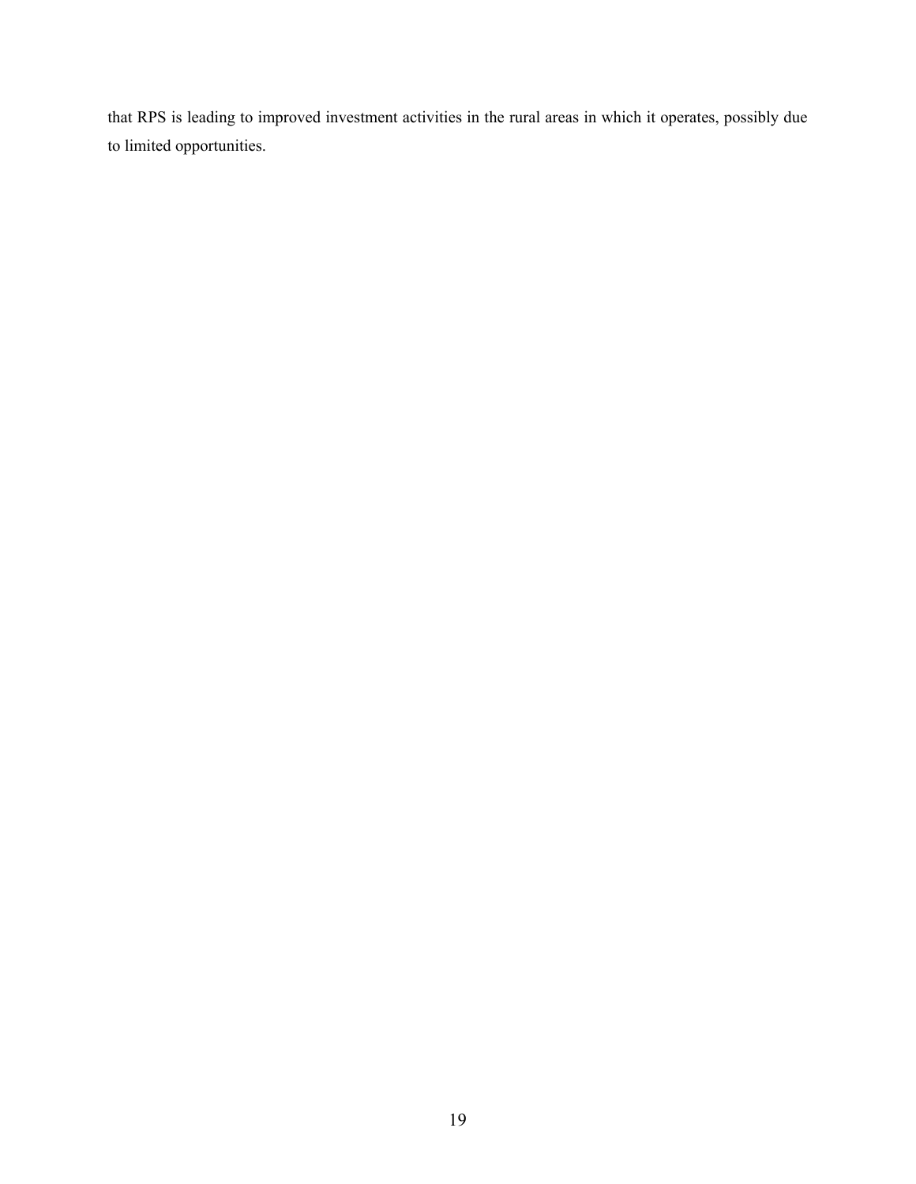that RPS is leading to improved investment activities in the rural areas in which it operates, possibly due to limited opportunities.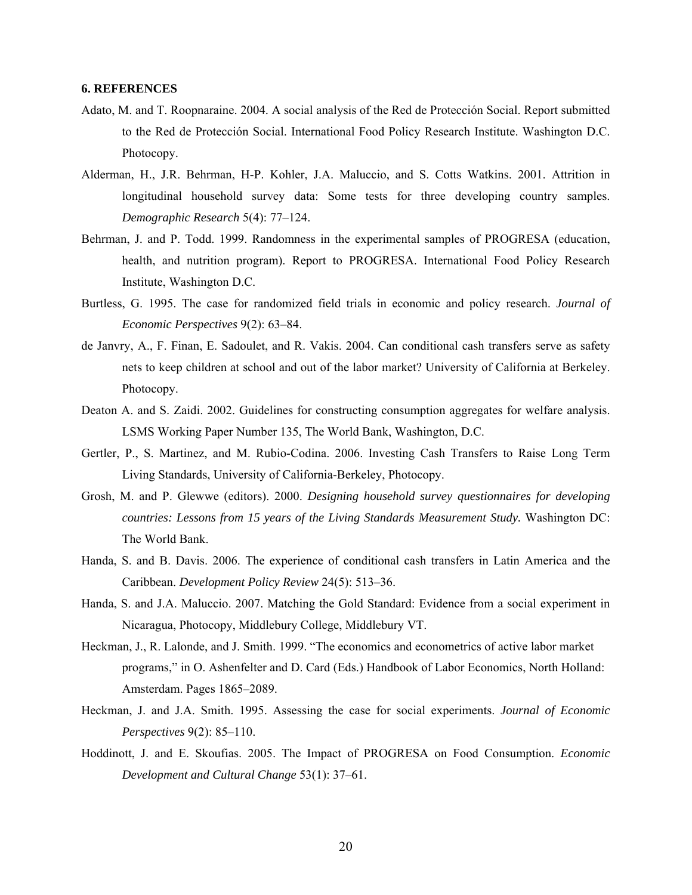### 6. REFERENCES

Adato, M. and T. Roopnaraine. 2004. A social analysis of the Red de Protección Social. Report submitted to the Red de Protección Social. International Food Policy Research Institute. Washington D.C. Photocopy.

Alderman, H., J.R. Behrman, H-P. Kohler, J.A. Maluccio, and S. Cotts Watkins. 2001. Attrition in longitudinal household survey data: Some tests for three developing country samples. *Demographic Research* 5(4): 77–124.

Behrman, J. and P. Todd. 1999. Randomness in the experimental samples of PROGRESA (education, health, and nutrition program). Report to PROGRESA. International Food Policy Research Institute, Washington D.C.

Burtless, G. 1995. The case for randomized field trials in economic and policy research. *Journal of Economic Perspectives* 9(2): 63–84.

de Janvry, A., F. Finan, E. Sadoulet, and R. Vakis. 2004. Can conditional cash transfers serve as safety nets to keep children at school and out of the labor market? University of California at Berkeley. Photocopy.

Deaton A. and S. Zaidi. 2002. Guidelines for constructing consumption aggregates for welfare analysis. LSMS Working Paper Number 135, The World Bank, Washington, D.C.

Gertler, P., S. Martinez, and M. Rubio-Codina. 2006. Investing Cash Transfers to Raise Long Term Living Standards, University of California-Berkeley, Photocopy.

Grosh, M. and P. Glewwe (editors). 2000. *Designing household survey questionnaires for developing countries: Lessons from 15 years of the Living Standards Measurement Study.* Washington DC: The World Bank.

Handa, S. and B. Davis. 2006. The experience of conditional cash transfers in Latin America and the Caribbean. *Development Policy Review* 24(5): 513–36.

Handa, S. and J.A. Maluccio. 2007. Matching the Gold Standard: Evidence from a social experiment in Nicaragua, Photocopy, Middlebury College, Middlebury VT.

Heckman, J., R. Lalonde, and J. Smith. 1999. "The economics and econometrics of active labor market programs," in O. Ashenfelter and D. Card (Eds.) Handbook of Labor Economics, North Holland: Amsterdam. Pages 1865–2089.

Heckman, J. and J.A. Smith. 1995. Assessing the case for social experiments. *Journal of Economic Perspectives* 9(2): 85–110.

Hoddinott, J. and E. Skoufias. 2005. The Impact of PROGRESA on Food Consumption. *Economic Development and Cultural Change* 53(1): 37–61.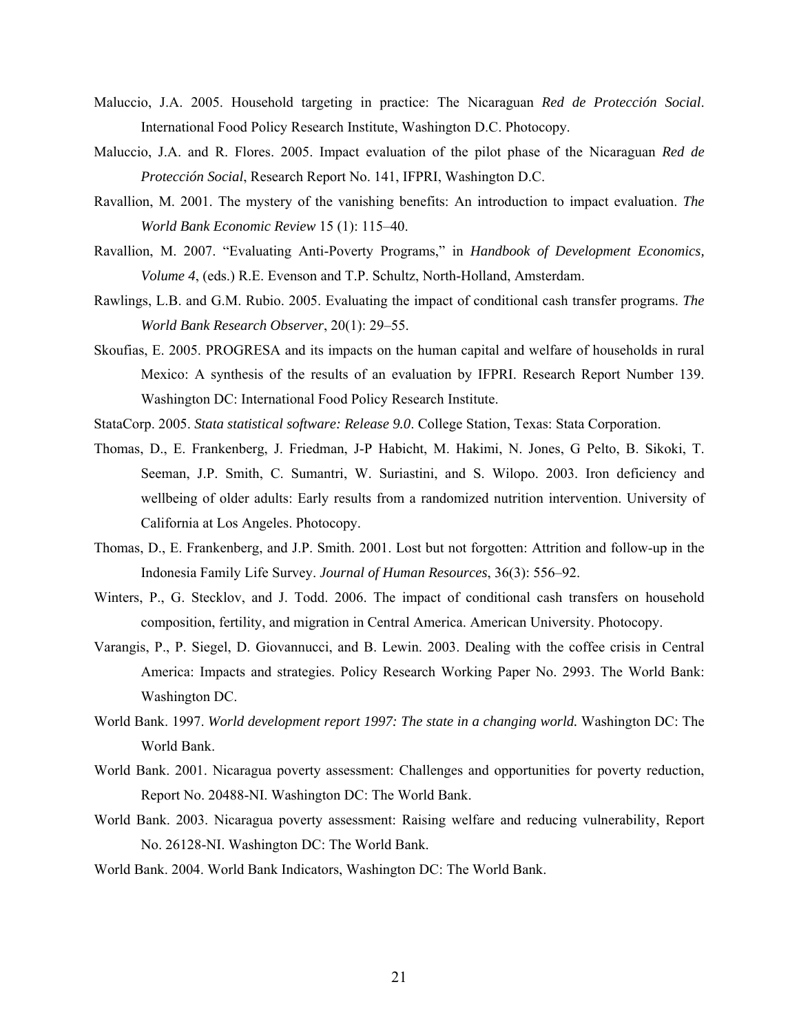Maluccio, J.A. 2005. Household targeting in practice: The Nicaraguan *Red de Protección Social*. International Food Policy Research Institute, Washington D.C. Photocopy.

Maluccio, J.A. and R. Flores. 2005. Impact evaluation of the pilot phase of the Nicaraguan *Red de Protección Social*, Research Report No. 141, IFPRI, Washington D.C.

Ravallion, M. 2001. The mystery of the vanishing benefits: An introduction to impact evaluation. *The World Bank Economic Review* 15 (1): 115–40.

Ravallion, M. 2007. "Evaluating Anti-Poverty Programs," in *Handbook of Development Economics, Volume 4*, (eds.) R.E. Evenson and T.P. Schultz, North-Holland, Amsterdam.

Rawlings, L.B. and G.M. Rubio. 2005. Evaluating the impact of conditional cash transfer programs. *The World Bank Research Observer*, 20(1): 29–55.

Skoufias, E. 2005. PROGRESA and its impacts on the human capital and welfare of households in rural Mexico: A synthesis of the results of an evaluation by IFPRI. Research Report Number 139. Washington DC: International Food Policy Research Institute.

StataCorp. 2005. *Stata statistical software: Release 9.0*. College Station, Texas: Stata Corporation.

Thomas, D., E. Frankenberg, J. Friedman, J-P Habicht, M. Hakimi, N. Jones, G Pelto, B. Sikoki, T. Seeman, J.P. Smith, C. Sumantri, W. Suriastini, and S. Wilopo. 2003. Iron deficiency and wellbeing of older adults: Early results from a randomized nutrition intervention. University of California at Los Angeles. Photocopy.

Thomas, D., E. Frankenberg, and J.P. Smith. 2001. Lost but not forgotten: Attrition and follow-up in the Indonesia Family Life Survey. *Journal of Human Resources*, 36(3): 556–92.

Winters, P., G. Stecklov, and J. Todd. 2006. The impact of conditional cash transfers on household composition, fertility, and migration in Central America. American University. Photocopy.

Varangis, P., P. Siegel, D. Giovannucci, and B. Lewin. 2003. Dealing with the coffee crisis in Central America: Impacts and strategies. Policy Research Working Paper No. 2993. The World Bank: Washington DC.

World Bank. 1997. *World development report 1997: The state in a changing world.* Washington DC: The World Bank.

World Bank. 2001. Nicaragua poverty assessment: Challenges and opportunities for poverty reduction, Report No. 20488-NI. Washington DC: The World Bank.

World Bank. 2003. Nicaragua poverty assessment: Raising welfare and reducing vulnerability, Report No. 26128-NI. Washington DC: The World Bank.

World Bank. 2004. World Bank Indicators, Washington DC: The World Bank.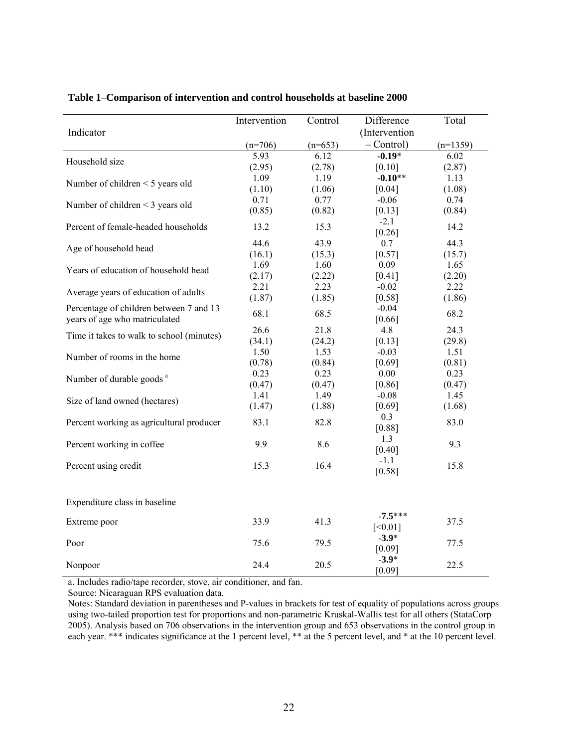**Table 1**–**Comparison of intervention and control households at baseline 2000**

| Indicator | Intervention (n=706) | Control (n=653) | Difference (Intervention – Control) | Total (n=1359) |
|---|---|---|---|---|
| Household size | 5.93 (2.95) | 6.12 (2.78) | **-0.19*** [0.10] | 6.02 (2.87) |
| Number of children < 5 years old | 1.09 (1.10) | 1.19 (1.06) | **-0.10**** [0.04] | 1.13 (1.08) |
| Number of children < 3 years old | 0.71 (0.85) | 0.77 (0.82) | -0.06 [0.13] | 0.74 (0.84) |
| Percent of female-headed households | 13.2 | 15.3 | -2.1 [0.26] | 14.2 |
| Age of household head | 44.6 (16.1) | 43.9 (15.3) | 0.7 [0.57] | 44.3 (15.7) |
| Years of education of household head | 1.69 (2.17) | 1.60 (2.22) | 0.09 [0.41] | 1.65 (2.20) |
| Average years of education of adults | 2.21 (1.87) | 2.23 (1.85) | -0.02 [0.58] | 2.22 (1.86) |
| Percentage of children between 7 and 13 years of age who matriculated | 68.1 | 68.5 | -0.04 [0.66] | 68.2 |
| Time it takes to walk to school (minutes) | 26.6 (34.1) | 21.8 (24.2) | 4.8 [0.13] | 24.3 (29.8) |
| Number of rooms in the home | 1.50 (0.78) | 1.53 (0.84) | -0.03 [0.69] | 1.51 (0.81) |
| Number of durable goods [a] | 0.23 (0.47) | 0.23 (0.47) | 0.00 [0.86] | 0.23 (0.47) |
| Size of land owned (hectares) | 1.41 (1.47) | 1.49 (1.88) | -0.08 [0.69] | 1.45 (1.68) |
| Percent working as agricultural producer | 83.1 | 82.8 | 0.3 [0.88] | 83.0 |
| Percent working in coffee | 9.9 | 8.6 | 1.3 [0.40] | 9.3 |
| Percent using credit | 15.3 | 16.4 | -1.1 [0.58] | 15.8 |
| Expenditure class in baseline | | | | |
| Extreme poor | 33.9 | 41.3 | **-7.5***** [<0.01] | 37.5 |
| Poor | 75.6 | 79.5 | **-3.9*** [0.09] | 77.5 |
| Nonpoor | 24.4 | 20.5 | **-3.9*** [0.09] | 22.5 |

a. Includes radio/tape recorder, stove, air conditioner, and fan.

Source: Nicaraguan RPS evaluation data.

Notes: Standard deviation in parentheses and P-values in brackets for test of equality of populations across groups using two-tailed proportion test for proportions and non-parametric Kruskal-Wallis test for all others (StataCorp 2005). Analysis based on 706 observations in the intervention group and 653 observations in the control group in each year. *** indicates significance at the 1 percent level, ** at the 5 percent level, and * at the 10 percent level.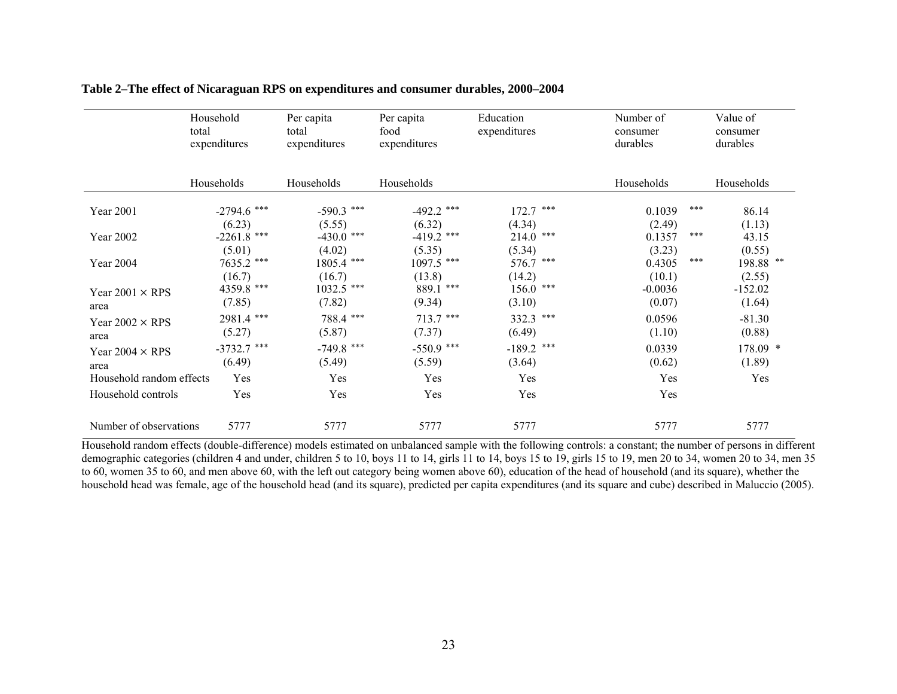**Table 2–The effect of Nicaraguan RPS on expenditures and consumer durables, 2000–2004**

| | Household total expenditures | Per capita total expenditures | Per capita food expenditures | Education expenditures | Number of consumer durables | Value of consumer durables |
|---|---|---|---|---|---|---|
| | Households | Households | Households | | Households | Households |
| Year 2001 | -2794.6 *** | -590.3 *** | -492.2 *** | 172.7 *** | 0.1039 *** | 86.14 |
| | (6.23) | (5.55) | (6.32) | (4.34) | (2.49) | (1.13) |
| Year 2002 | -2261.8 *** | -430.0 *** | -419.2 *** | 214.0 *** | 0.1357 *** | 43.15 |
| | (5.01) | (4.02) | (5.35) | (5.34) | (3.23) | (0.55) |
| Year 2004 | 7635.2 *** | 1805.4 *** | 1097.5 *** | 576.7 *** | 0.4305 *** | 198.88 ** |
| | (16.7) | (16.7) | (13.8) | (14.2) | (10.1) | (2.55) |
| Year 2001 × RPS area | 4359.8 *** | 1032.5 *** | 889.1 *** | 156.0 *** | -0.0036 | -152.02 |
| | (7.85) | (7.82) | (9.34) | (3.10) | (0.07) | (1.64) |
| Year 2002 × RPS area | 2981.4 *** | 788.4 *** | 713.7 *** | 332.3 *** | 0.0596 | -81.30 |
| | (5.27) | (5.87) | (7.37) | (6.49) | (1.10) | (0.88) |
| Year 2004 × RPS area | -3732.7 *** | -749.8 *** | -550.9 *** | -189.2 *** | 0.0339 | 178.09 * |
| | (6.49) | (5.49) | (5.59) | (3.64) | (0.62) | (1.89) |
| Household random effects | Yes | Yes | Yes | Yes | Yes | Yes |
| Household controls | Yes | Yes | Yes | Yes | Yes | |
| Number of observations | 5777 | 5777 | 5777 | 5777 | 5777 | 5777 |

Household random effects (double-difference) models estimated on unbalanced sample with the following controls: a constant; the number of persons in different demographic categories (children 4 and under, children 5 to 10, boys 11 to 14, girls 11 to 14, boys 15 to 19, girls 15 to 19, men 20 to 34, women 20 to 34, men 35 to 60, women 35 to 60, and men above 60, with the left out category being women above 60), education of the head of household (and its square), whether the household head was female, age of the household head (and its square), predicted per capita expenditures (and its square and cube) described in Maluccio (2005).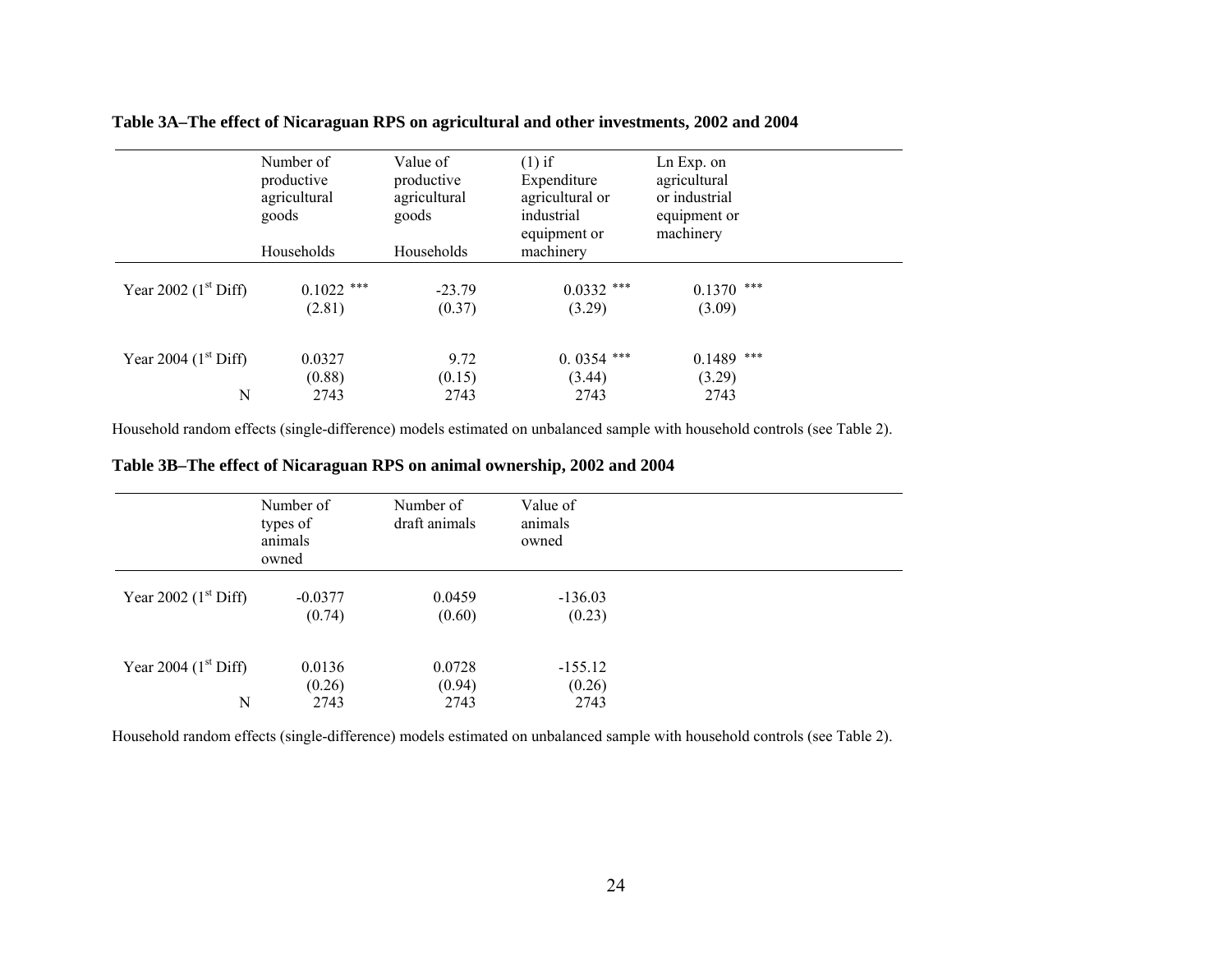**Table 3A–The effect of Nicaraguan RPS on agricultural and other investments, 2002 and 2004**

| | Number of productive agricultural goods<br><br>Households | Value of productive agricultural goods<br><br>Households | (1) if Expenditure agricultural or industrial equipment or machinery | Ln Exp. on agricultural or industrial equipment or machinery |
|---|---|---|---|---|
| Year 2002 ($1^{st}$ Diff) | 0.1022 *** | -23.79 | 0.0332 *** | 0.1370 *** |
| | (2.81) | (0.37) | (3.29) | (3.09) |
| Year 2004 ($1^{st}$ Diff) | 0.0327 | 9.72 | 0. 0354 *** | 0.1489 *** |
| | (0.88) | (0.15) | (3.44) | (3.29) |
| N | 2743 | 2743 | 2743 | 2743 |

Household random effects (single-difference) models estimated on unbalanced sample with household controls (see Table 2).

**Table 3B–The effect of Nicaraguan RPS on animal ownership, 2002 and 2004**

| | Number of types of animals owned | Number of draft animals | Value of animals owned |
|---|---|---|---|
| Year 2002 ($1^{st}$ Diff) | -0.0377 | 0.0459 | -136.03 |
| | (0.74) | (0.60) | (0.23) |
| Year 2004 ($1^{st}$ Diff) | 0.0136 | 0.0728 | -155.12 |
| | (0.26) | (0.94) | (0.26) |
| N | 2743 | 2743 | 2743 |

Household random effects (single-difference) models estimated on unbalanced sample with household controls (see Table 2).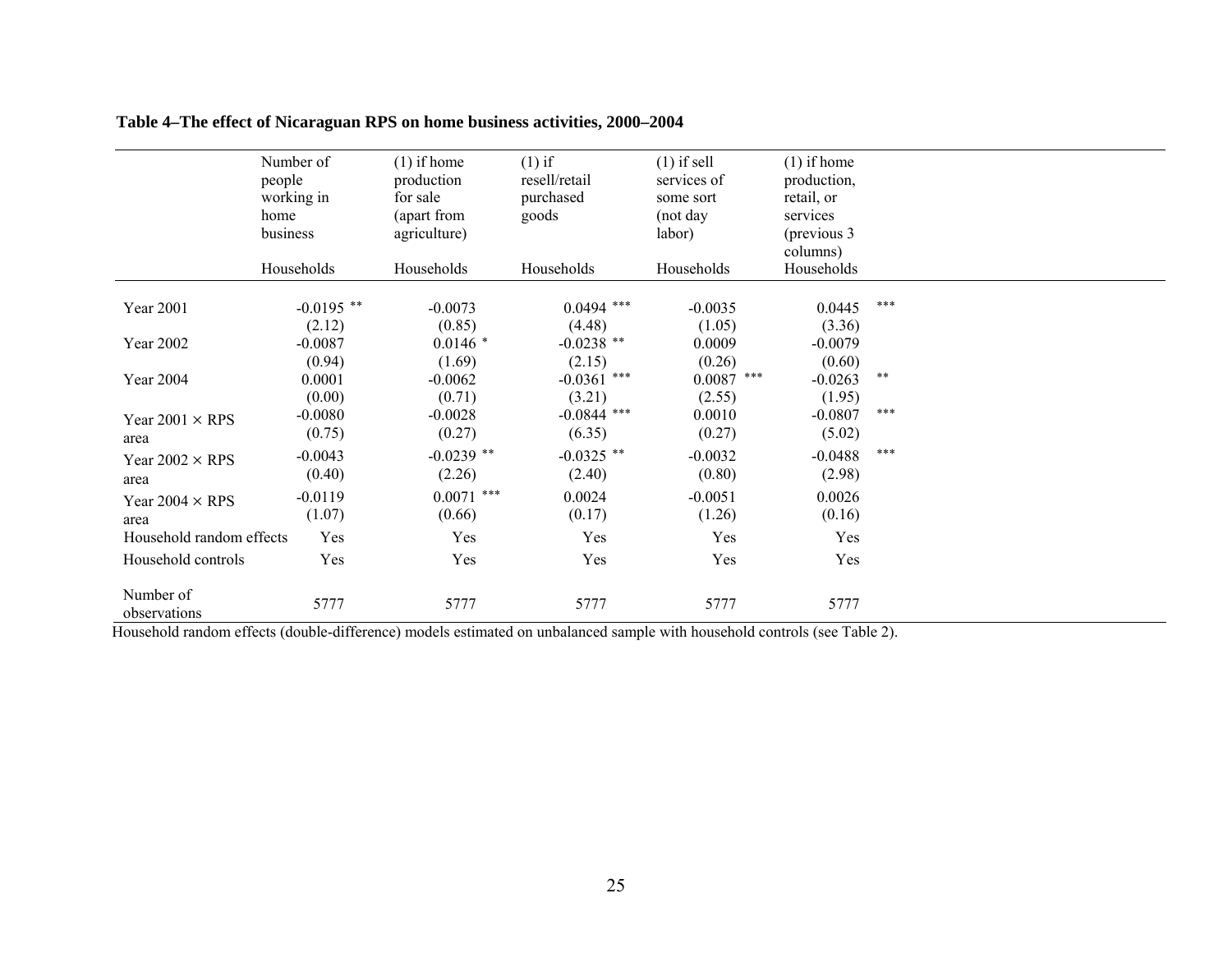**Table 4–The effect of Nicaraguan RPS on home business activities, 2000–2004**

| | Number of people working in home business | (1) if home production for sale (apart from agriculture) | (1) if resell/retail purchased goods | (1) if sell services of some sort (not day labor) | (1) if home production, retail, or services (previous 3 columns) |
|---|---|---|---|---|---|
| | Households | Households | Households | Households | Households |
| Year 2001 | -0.0195 ** | -0.0073 | 0.0494 *** | -0.0035 | 0.0445 *** |
| | (2.12) | (0.85) | (4.48) | (1.05) | (3.36) |
| Year 2002 | -0.0087 | 0.0146 * | -0.0238 ** | 0.0009 | -0.0079 |
| | (0.94) | (1.69) | (2.15) | (0.26) | (0.60) |
| Year 2004 | 0.0001 | -0.0062 | -0.0361 *** | 0.0087 *** | -0.0263 ** |
| | (0.00) | (0.71) | (3.21) | (2.55) | (1.95) |
| Year 2001 × RPS area | -0.0080 | -0.0028 | -0.0844 *** | 0.0010 | -0.0807 *** |
| | (0.75) | (0.27) | (6.35) | (0.27) | (5.02) |
| Year 2002 × RPS area | -0.0043 | -0.0239 ** | -0.0325 ** | -0.0032 | -0.0488 *** |
| | (0.40) | (2.26) | (2.40) | (0.80) | (2.98) |
| Year 2004 × RPS area | -0.0119 | 0.0071 *** | 0.0024 | -0.0051 | 0.0026 |
| | (1.07) | (0.66) | (0.17) | (1.26) | (0.16) |
| Household random effects | Yes | Yes | Yes | Yes | Yes |
| Household controls | Yes | Yes | Yes | Yes | Yes |
| Number of observations | 5777 | 5777 | 5777 | 5777 | 5777 |

Household random effects (double-difference) models estimated on unbalanced sample with household controls (see Table 2).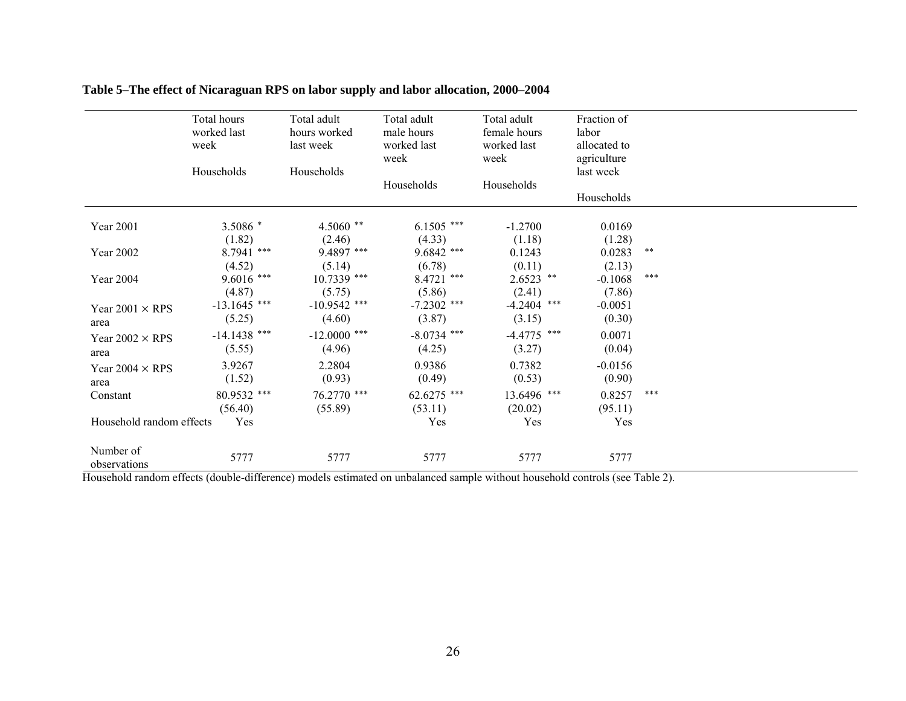**Table 5–The effect of Nicaraguan RPS on labor supply and labor allocation, 2000–2004**

| | Total hours worked last week<br><br>Households | Total adult hours worked last week<br><br>Households | Total adult male hours worked last week<br><br>Households | Total adult female hours worked last week<br><br>Households | Fraction of labor allocated to agriculture last week<br><br>Households |
|---|---|---|---|---|---|
| Year 2001 | 3.5086 * | 4.5060 ** | 6.1505 *** | -1.2700 | 0.0169 |
| | (1.82) | (2.46) | (4.33) | (1.18) | (1.28) |
| Year 2002 | 8.7941 *** | 9.4897 *** | 9.6842 *** | 0.1243 | 0.0283 ** |
| | (4.52) | (5.14) | (6.78) | (0.11) | (2.13) |
| Year 2004 | 9.6016 *** | 10.7339 *** | 8.4721 *** | 2.6523 ** | -0.1068 *** |
| | (4.87) | (5.75) | (5.86) | (2.41) | (7.86) |
| Year 2001 × RPS area | -13.1645 *** | -10.9542 *** | -7.2302 *** | -4.2404 *** | -0.0051 |
| | (5.25) | (4.60) | (3.87) | (3.15) | (0.30) |
| Year 2002 × RPS area | -14.1438 *** | -12.0000 *** | -8.0734 *** | -4.4775 *** | 0.0071 |
| | (5.55) | (4.96) | (4.25) | (3.27) | (0.04) |
| Year 2004 × RPS area | 3.9267 | 2.2804 | 0.9386 | 0.7382 | -0.0156 |
| | (1.52) | (0.93) | (0.49) | (0.53) | (0.90) |
| Constant | 80.9532 *** | 76.2770 *** | 62.6275 *** | 13.6496 *** | 0.8257 *** |
| | (56.40) | (55.89) | (53.11) | (20.02) | (95.11) |
| Household random effects | Yes | | Yes | Yes | Yes |
| Number of observations | 5777 | 5777 | 5777 | 5777 | 5777 |

Household random effects (double-difference) models estimated on unbalanced sample without household controls (see Table 2).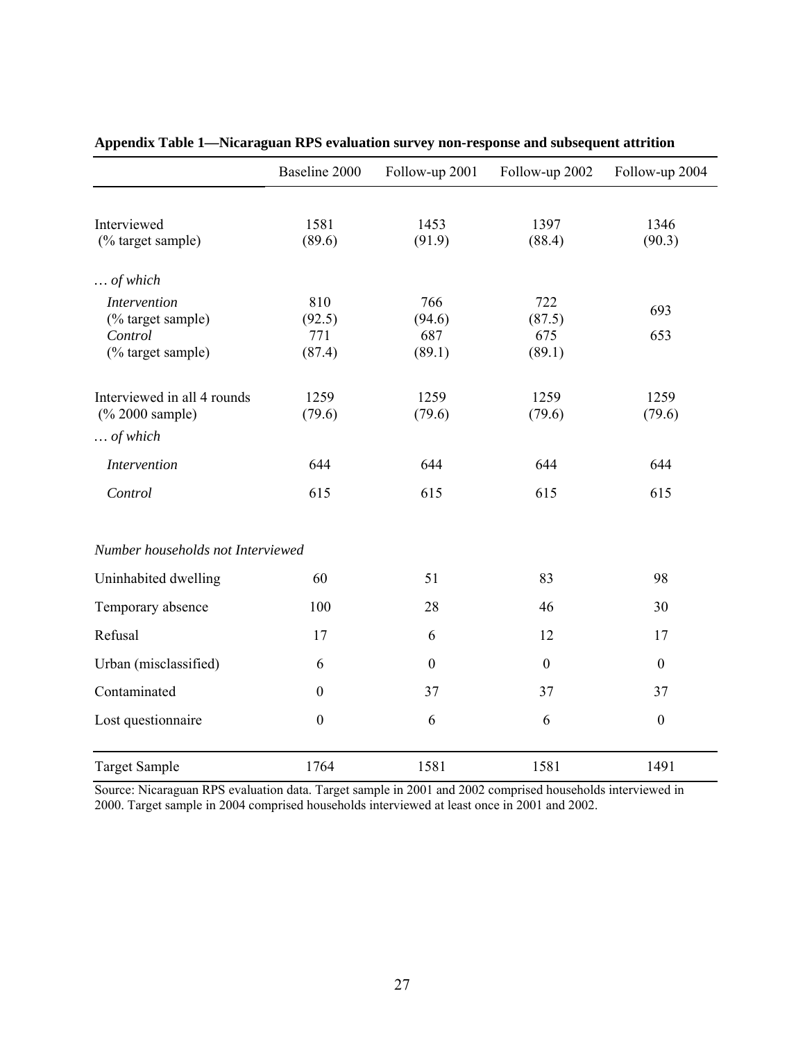**Appendix Table 1—Nicaraguan RPS evaluation survey non-response and subsequent attrition**

| | Baseline 2000 | Follow-up 2001 | Follow-up 2002 | Follow-up 2004 |
|---|---|---|---|---|
| Interviewed | 1581 | 1453 | 1397 | 1346 |
| (% target sample) | (89.6) | (91.9) | (88.4) | (90.3) |
| *… of which* | | | | |
| *Intervention* | 810 | 766 | 722 | 693 |
| (% target sample) | (92.5) | (94.6) | (87.5) | |
| *Control* | 771 | 687 | 675 | 653 |
| (% target sample) | (87.4) | (89.1) | (89.1) | |
| Interviewed in all 4 rounds | 1259 | 1259 | 1259 | 1259 |
| (% 2000 sample) | (79.6) | (79.6) | (79.6) | (79.6) |
| *… of which* | | | | |
| *Intervention* | 644 | 644 | 644 | 644 |
| *Control* | 615 | 615 | 615 | 615 |
| *Number households not Interviewed* | | | | |
| Uninhabited dwelling | 60 | 51 | 83 | 98 |
| Temporary absence | 100 | 28 | 46 | 30 |
| Refusal | 17 | 6 | 12 | 17 |
| Urban (misclassified) | 6 | 0 | 0 | 0 |
| Contaminated | 0 | 37 | 37 | 37 |
| Lost questionnaire | 0 | 6 | 6 | 0 |
| Target Sample | 1764 | 1581 | 1581 | 1491 |

Source: Nicaraguan RPS evaluation data. Target sample in 2001 and 2002 comprised households interviewed in 2000. Target sample in 2004 comprised households interviewed at least once in 2001 and 2002.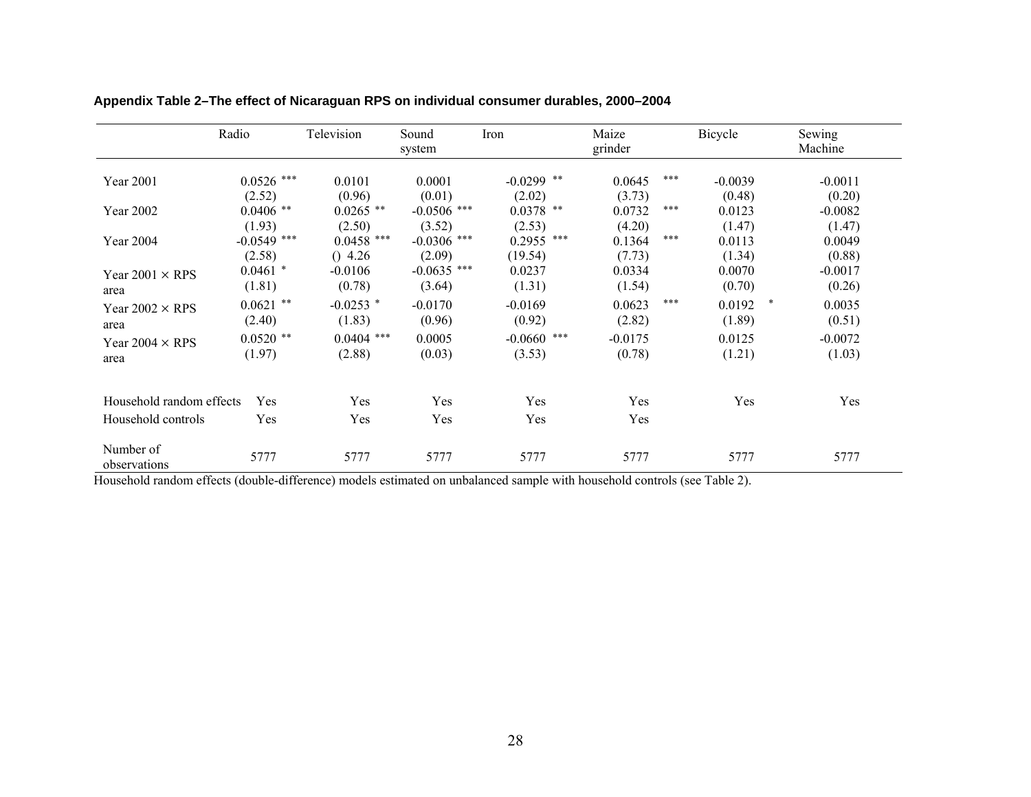**Appendix Table 2–The effect of Nicaraguan RPS on individual consumer durables, 2000–2004**

| | Radio | Television | Sound system | Iron | Maize grinder | Bicycle | Sewing Machine |
|---|---|---|---|---|---|---|---|
| Year 2001 | 0.0526 *** | 0.0101 | 0.0001 | -0.0299 ** | 0.0645 *** | -0.0039 | -0.0011 |
| | (2.52) | (0.96) | (0.01) | (2.02) | (3.73) | (0.48) | (0.20) |
| Year 2002 | 0.0406 ** | 0.0265 ** | -0.0506 *** | 0.0378 ** | 0.0732 *** | 0.0123 | -0.0082 |
| | (1.93) | (2.50) | (3.52) | (2.53) | (4.20) | (1.47) | (1.47) |
| Year 2004 | -0.0549 *** | 0.0458 *** | -0.0306 *** | 0.2955 *** | 0.1364 *** | 0.0113 | 0.0049 |
| | (2.58) | () 4.26 | (2.09) | (19.54) | (7.73) | (1.34) | (0.88) |
| Year 2001 × RPS area | 0.0461 * | -0.0106 | -0.0635 *** | 0.0237 | 0.0334 | 0.0070 | -0.0017 |
| | (1.81) | (0.78) | (3.64) | (1.31) | (1.54) | (0.70) | (0.26) |
| Year 2002 × RPS area | 0.0621 ** | -0.0253 * | -0.0170 | -0.0169 | 0.0623 *** | 0.0192 * | 0.0035 |
| | (2.40) | (1.83) | (0.96) | (0.92) | (2.82) | (1.89) | (0.51) |
| Year 2004 × RPS area | 0.0520 ** | 0.0404 *** | 0.0005 | -0.0660 *** | -0.0175 | 0.0125 | -0.0072 |
| | (1.97) | (2.88) | (0.03) | (3.53) | (0.78) | (1.21) | (1.03) |
| Household random effects | Yes | Yes | Yes | Yes | Yes | Yes | Yes |
| Household controls | Yes | Yes | Yes | Yes | Yes | | |
| Number of observations | 5777 | 5777 | 5777 | 5777 | 5777 | 5777 | 5777 |

Household random effects (double-difference) models estimated on unbalanced sample with household controls (see Table 2).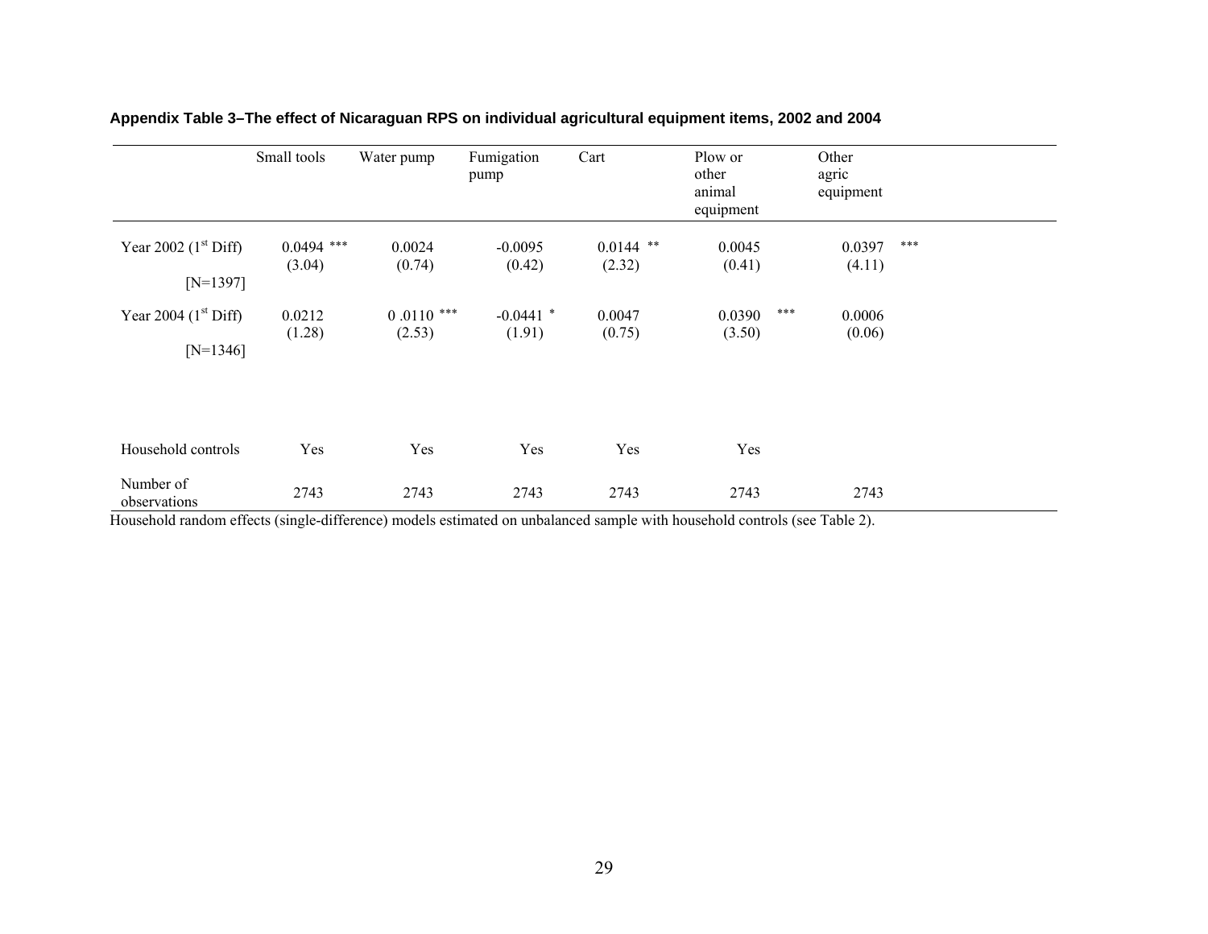**Appendix Table 3–The effect of Nicaraguan RPS on individual agricultural equipment items, 2002 and 2004**

| | Small tools | Water pump | Fumigation pump | Cart | Plow or other animal equipment | Other agric equipment |
|---|---|---|---|---|---|---|
| Year 2002 ($1^{st}$ Diff) | 0.0494 *** | 0.0024 | -0.0095 | 0.0144 ** | 0.0045 | 0.0397 *** |
| | (3.04) | (0.74) | (0.42) | (2.32) | (0.41) | (4.11) |
| [N=1397] | | | | | | |
| Year 2004 ($1^{st}$ Diff) | 0.0212 | 0 .0110 *** | -0.0441 * | 0.0047 | 0.0390 *** | 0.0006 |
| | (1.28) | (2.53) | (1.91) | (0.75) | (3.50) | (0.06) |
| [N=1346] | | | | | | |
| Household controls | Yes | Yes | Yes | Yes | Yes | |
| Number of observations | 2743 | 2743 | 2743 | 2743 | 2743 | 2743 |

Household random effects (single-difference) models estimated on unbalanced sample with household controls (see Table 2).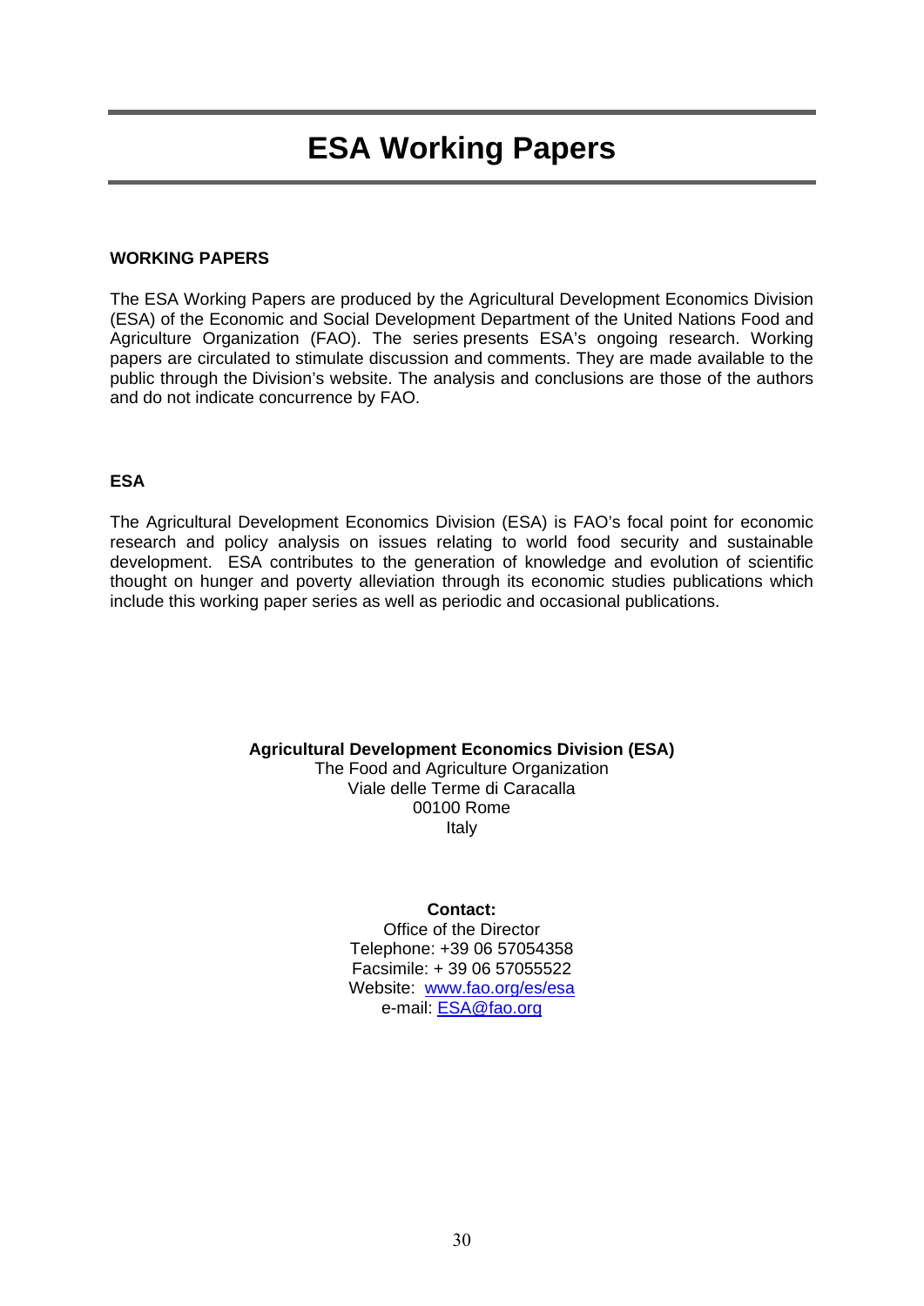# ESA Working Papers

## WORKING PAPERS

The ESA Working Papers are produced by the Agricultural Development Economics Division (ESA) of the Economic and Social Development Department of the United Nations Food and Agriculture Organization (FAO). The series presents ESA's ongoing research. Working papers are circulated to stimulate discussion and comments. They are made available to the public through the Division's website. The analysis and conclusions are those of the authors and do not indicate concurrence by FAO.

## ESA

The Agricultural Development Economics Division (ESA) is FAO's focal point for economic research and policy analysis on issues relating to world food security and sustainable development. ESA contributes to the generation of knowledge and evolution of scientific thought on hunger and poverty alleviation through its economic studies publications which include this working paper series as well as periodic and occasional publications.

**Agricultural Development Economics Division (ESA)**
The Food and Agriculture Organization
Viale delle Terme di Caracalla
00100 Rome
Italy

**Contact:**
Office of the Director
Telephone: +39 06 57054358
Facsimile: + 39 06 57055522
Website: [www.fao.org/es/esa](www.fao.org/es/esa)
e-mail: [ESA@fao.org](mailto:ESA@fao.org)